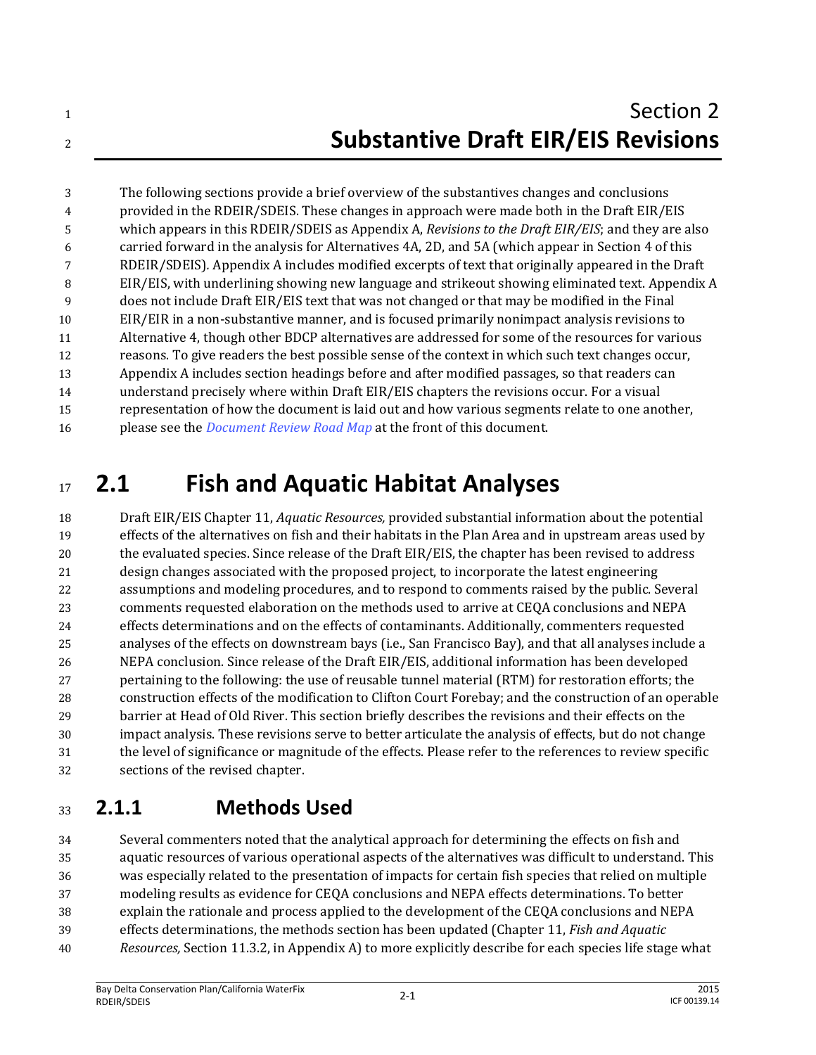# Section 2
# Substantive Draft EIR/EIS Revisions

The following sections provide a brief overview of the substantives changes and conclusions provided in the RDEIR/SDEIS. These changes in approach were made both in the Draft EIR/EIS which appears in this RDEIR/SDEIS as Appendix A, *Revisions to the Draft EIR/EIS*; and they are also carried forward in the analysis for Alternatives 4A, 2D, and 5A (which appear in Section 4 of this RDEIR/SDEIS). Appendix A includes modified excerpts of text that originally appeared in the Draft EIR/EIS, with underlining showing new language and strikeout showing eliminated text. Appendix A does not include Draft EIR/EIS text that was not changed or that may be modified in the Final EIR/EIR in a non-substantive manner, and is focused primarily nonimpact analysis revisions to Alternative 4, though other BDCP alternatives are addressed for some of the resources for various reasons. To give readers the best possible sense of the context in which such text changes occur, Appendix A includes section headings before and after modified passages, so that readers can understand precisely where within Draft EIR/EIS chapters the revisions occur. For a visual representation of how the document is laid out and how various segments relate to one another, please see the *Document Review Road Map* at the front of this document.

## 2.1 Fish and Aquatic Habitat Analyses

Draft EIR/EIS Chapter 11, *Aquatic Resources,* provided substantial information about the potential effects of the alternatives on fish and their habitats in the Plan Area and in upstream areas used by the evaluated species. Since release of the Draft EIR/EIS, the chapter has been revised to address design changes associated with the proposed project, to incorporate the latest engineering assumptions and modeling procedures, and to respond to comments raised by the public. Several comments requested elaboration on the methods used to arrive at CEQA conclusions and NEPA effects determinations and on the effects of contaminants. Additionally, commenters requested analyses of the effects on downstream bays (i.e., San Francisco Bay), and that all analyses include a NEPA conclusion. Since release of the Draft EIR/EIS, additional information has been developed pertaining to the following: the use of reusable tunnel material (RTM) for restoration efforts; the construction effects of the modification to Clifton Court Forebay; and the construction of an operable barrier at Head of Old River. This section briefly describes the revisions and their effects on the impact analysis. These revisions serve to better articulate the analysis of effects, but do not change the level of significance or magnitude of the effects. Please refer to the references to review specific sections of the revised chapter.

### 2.1.1 Methods Used

Several commenters noted that the analytical approach for determining the effects on fish and aquatic resources of various operational aspects of the alternatives was difficult to understand. This was especially related to the presentation of impacts for certain fish species that relied on multiple modeling results as evidence for CEQA conclusions and NEPA effects determinations. To better explain the rationale and process applied to the development of the CEQA conclusions and NEPA effects determinations, the methods section has been updated (Chapter 11, *Fish and Aquatic Resources,* Section 11.3.2, in Appendix A) to more explicitly describe for each species life stage what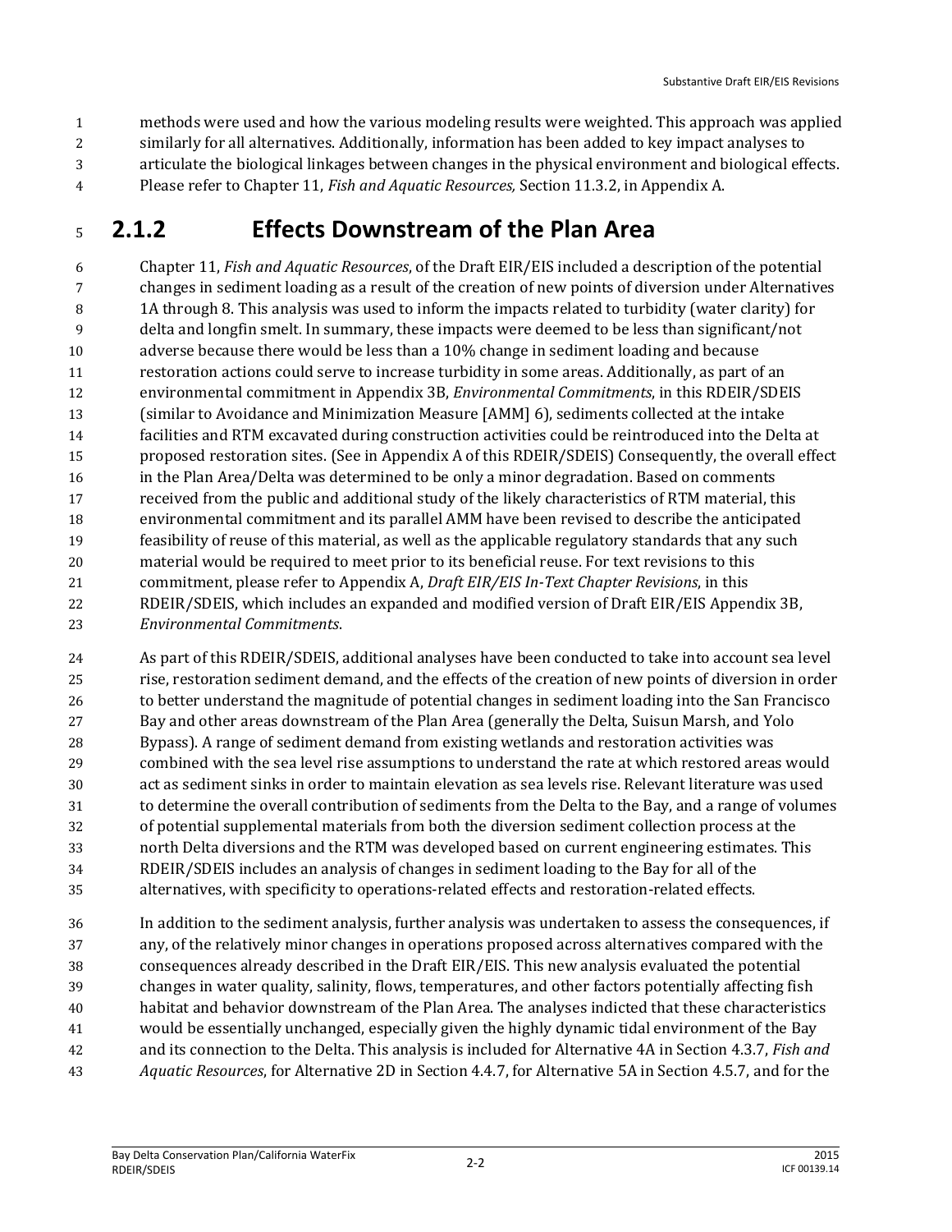methods were used and how the various modeling results were weighted. This approach was applied similarly for all alternatives. Additionally, information has been added to key impact analyses to articulate the biological linkages between changes in the physical environment and biological effects. Please refer to Chapter 11, *Fish and Aquatic Resources,* Section 11.3.2, in Appendix A.

## 2.1.2 Effects Downstream of the Plan Area

Chapter 11, *Fish and Aquatic Resources*, of the Draft EIR/EIS included a description of the potential changes in sediment loading as a result of the creation of new points of diversion under Alternatives 1A through 8. This analysis was used to inform the impacts related to turbidity (water clarity) for delta and longfin smelt. In summary, these impacts were deemed to be less than significant/not adverse because there would be less than a 10% change in sediment loading and because restoration actions could serve to increase turbidity in some areas. Additionally, as part of an environmental commitment in Appendix 3B, *Environmental Commitments*, in this RDEIR/SDEIS (similar to Avoidance and Minimization Measure [AMM] 6), sediments collected at the intake facilities and RTM excavated during construction activities could be reintroduced into the Delta at proposed restoration sites. (See in Appendix A of this RDEIR/SDEIS) Consequently, the overall effect in the Plan Area/Delta was determined to be only a minor degradation. Based on comments received from the public and additional study of the likely characteristics of RTM material, this environmental commitment and its parallel AMM have been revised to describe the anticipated feasibility of reuse of this material, as well as the applicable regulatory standards that any such material would be required to meet prior to its beneficial reuse. For text revisions to this commitment, please refer to Appendix A, *Draft EIR/EIS In-Text Chapter Revisions*, in this RDEIR/SDEIS, which includes an expanded and modified version of Draft EIR/EIS Appendix 3B, *Environmental Commitments*.

As part of this RDEIR/SDEIS, additional analyses have been conducted to take into account sea level rise, restoration sediment demand, and the effects of the creation of new points of diversion in order to better understand the magnitude of potential changes in sediment loading into the San Francisco Bay and other areas downstream of the Plan Area (generally the Delta, Suisun Marsh, and Yolo Bypass). A range of sediment demand from existing wetlands and restoration activities was combined with the sea level rise assumptions to understand the rate at which restored areas would act as sediment sinks in order to maintain elevation as sea levels rise. Relevant literature was used to determine the overall contribution of sediments from the Delta to the Bay, and a range of volumes of potential supplemental materials from both the diversion sediment collection process at the north Delta diversions and the RTM was developed based on current engineering estimates. This RDEIR/SDEIS includes an analysis of changes in sediment loading to the Bay for all of the alternatives, with specificity to operations-related effects and restoration-related effects.

In addition to the sediment analysis, further analysis was undertaken to assess the consequences, if any, of the relatively minor changes in operations proposed across alternatives compared with the consequences already described in the Draft EIR/EIS. This new analysis evaluated the potential changes in water quality, salinity, flows, temperatures, and other factors potentially affecting fish habitat and behavior downstream of the Plan Area. The analyses indicted that these characteristics would be essentially unchanged, especially given the highly dynamic tidal environment of the Bay and its connection to the Delta. This analysis is included for Alternative 4A in Section 4.3.7, *Fish and Aquatic Resources*, for Alternative 2D in Section 4.4.7, for Alternative 5A in Section 4.5.7, and for the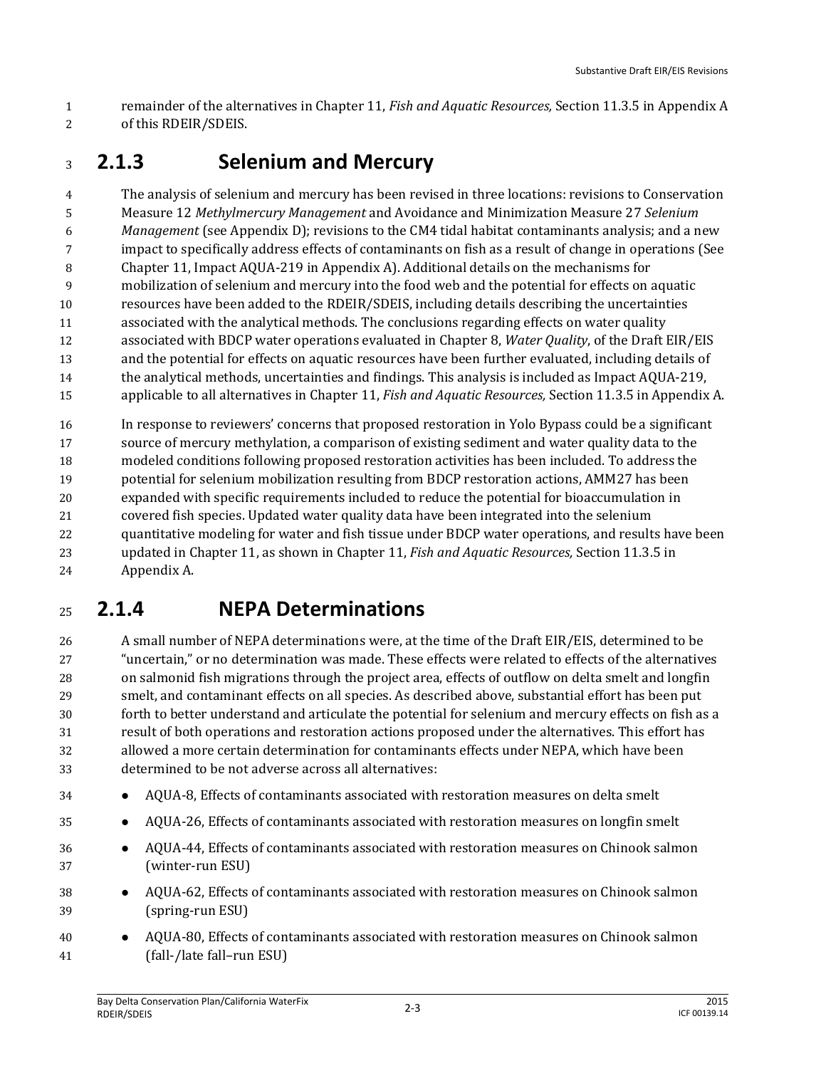remainder of the alternatives in Chapter 11, *Fish and Aquatic Resources,* Section 11.3.5 in Appendix A of this RDEIR/SDEIS.

### 2.1.3 Selenium and Mercury

The analysis of selenium and mercury has been revised in three locations: revisions to Conservation Measure 12 *Methylmercury Management* and Avoidance and Minimization Measure 27 *Selenium Management* (see Appendix D); revisions to the CM4 tidal habitat contaminants analysis; and a new impact to specifically address effects of contaminants on fish as a result of change in operations (See Chapter 11, Impact AQUA-219 in Appendix A). Additional details on the mechanisms for mobilization of selenium and mercury into the food web and the potential for effects on aquatic resources have been added to the RDEIR/SDEIS, including details describing the uncertainties associated with the analytical methods. The conclusions regarding effects on water quality associated with BDCP water operations evaluated in Chapter 8, *Water Quality*, of the Draft EIR/EIS and the potential for effects on aquatic resources have been further evaluated, including details of the analytical methods, uncertainties and findings. This analysis is included as Impact AQUA-219, applicable to all alternatives in Chapter 11, *Fish and Aquatic Resources,* Section 11.3.5 in Appendix A.

In response to reviewers' concerns that proposed restoration in Yolo Bypass could be a significant source of mercury methylation, a comparison of existing sediment and water quality data to the modeled conditions following proposed restoration activities has been included. To address the potential for selenium mobilization resulting from BDCP restoration actions, AMM27 has been expanded with specific requirements included to reduce the potential for bioaccumulation in covered fish species. Updated water quality data have been integrated into the selenium quantitative modeling for water and fish tissue under BDCP water operations, and results have been updated in Chapter 11, as shown in Chapter 11, *Fish and Aquatic Resources,* Section 11.3.5 in Appendix A.

### 2.1.4 NEPA Determinations

A small number of NEPA determinations were, at the time of the Draft EIR/EIS, determined to be "uncertain," or no determination was made. These effects were related to effects of the alternatives on salmonid fish migrations through the project area, effects of outflow on delta smelt and longfin smelt, and contaminant effects on all species. As described above, substantial effort has been put forth to better understand and articulate the potential for selenium and mercury effects on fish as a result of both operations and restoration actions proposed under the alternatives. This effort has allowed a more certain determination for contaminants effects under NEPA, which have been determined to be not adverse across all alternatives:

- AQUA-8, Effects of contaminants associated with restoration measures on delta smelt
- AQUA-26, Effects of contaminants associated with restoration measures on longfin smelt
- AQUA-44, Effects of contaminants associated with restoration measures on Chinook salmon (winter-run ESU)
- AQUA-62, Effects of contaminants associated with restoration measures on Chinook salmon (spring-run ESU)
- AQUA-80, Effects of contaminants associated with restoration measures on Chinook salmon (fall-/late fall–run ESU)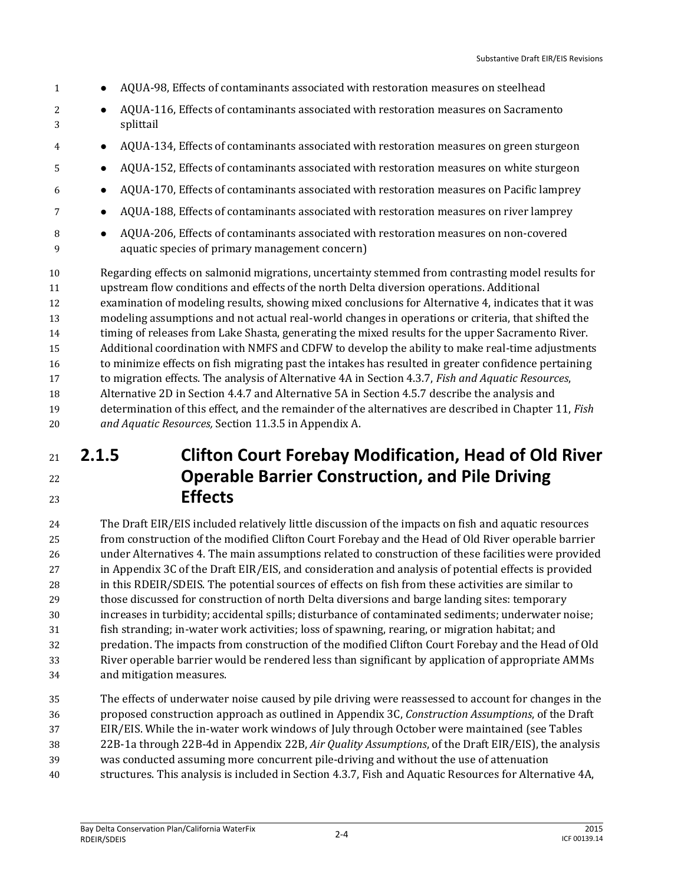- AQUA-98, Effects of contaminants associated with restoration measures on steelhead
- AQUA-116, Effects of contaminants associated with restoration measures on Sacramento splittail
- AQUA-134, Effects of contaminants associated with restoration measures on green sturgeon
- AQUA-152, Effects of contaminants associated with restoration measures on white sturgeon
- AQUA-170, Effects of contaminants associated with restoration measures on Pacific lamprey
- AQUA-188, Effects of contaminants associated with restoration measures on river lamprey
- AQUA-206, Effects of contaminants associated with restoration measures on non-covered aquatic species of primary management concern)

Regarding effects on salmonid migrations, uncertainty stemmed from contrasting model results for upstream flow conditions and effects of the north Delta diversion operations. Additional examination of modeling results, showing mixed conclusions for Alternative 4, indicates that it was modeling assumptions and not actual real-world changes in operations or criteria, that shifted the timing of releases from Lake Shasta, generating the mixed results for the upper Sacramento River. Additional coordination with NMFS and CDFW to develop the ability to make real-time adjustments to minimize effects on fish migrating past the intakes has resulted in greater confidence pertaining to migration effects. The analysis of Alternative 4A in Section 4.3.7, *Fish and Aquatic Resources*, Alternative 2D in Section 4.4.7 and Alternative 5A in Section 4.5.7 describe the analysis and determination of this effect, and the remainder of the alternatives are described in Chapter 11, *Fish and Aquatic Resources,* Section 11.3.5 in Appendix A.

### 2.1.5 Clifton Court Forebay Modification, Head of Old River Operable Barrier Construction, and Pile Driving Effects

The Draft EIR/EIS included relatively little discussion of the impacts on fish and aquatic resources from construction of the modified Clifton Court Forebay and the Head of Old River operable barrier under Alternatives 4. The main assumptions related to construction of these facilities were provided in Appendix 3C of the Draft EIR/EIS, and consideration and analysis of potential effects is provided in this RDEIR/SDEIS. The potential sources of effects on fish from these activities are similar to those discussed for construction of north Delta diversions and barge landing sites: temporary increases in turbidity; accidental spills; disturbance of contaminated sediments; underwater noise; fish stranding; in-water work activities; loss of spawning, rearing, or migration habitat; and predation. The impacts from construction of the modified Clifton Court Forebay and the Head of Old River operable barrier would be rendered less than significant by application of appropriate AMMs and mitigation measures.

The effects of underwater noise caused by pile driving were reassessed to account for changes in the proposed construction approach as outlined in Appendix 3C, *Construction Assumptions*, of the Draft EIR/EIS. While the in-water work windows of July through October were maintained (see Tables 22B-1a through 22B-4d in Appendix 22B, *Air Quality Assumptions*, of the Draft EIR/EIS), the analysis was conducted assuming more concurrent pile-driving and without the use of attenuation structures. This analysis is included in Section 4.3.7, Fish and Aquatic Resources for Alternative 4A,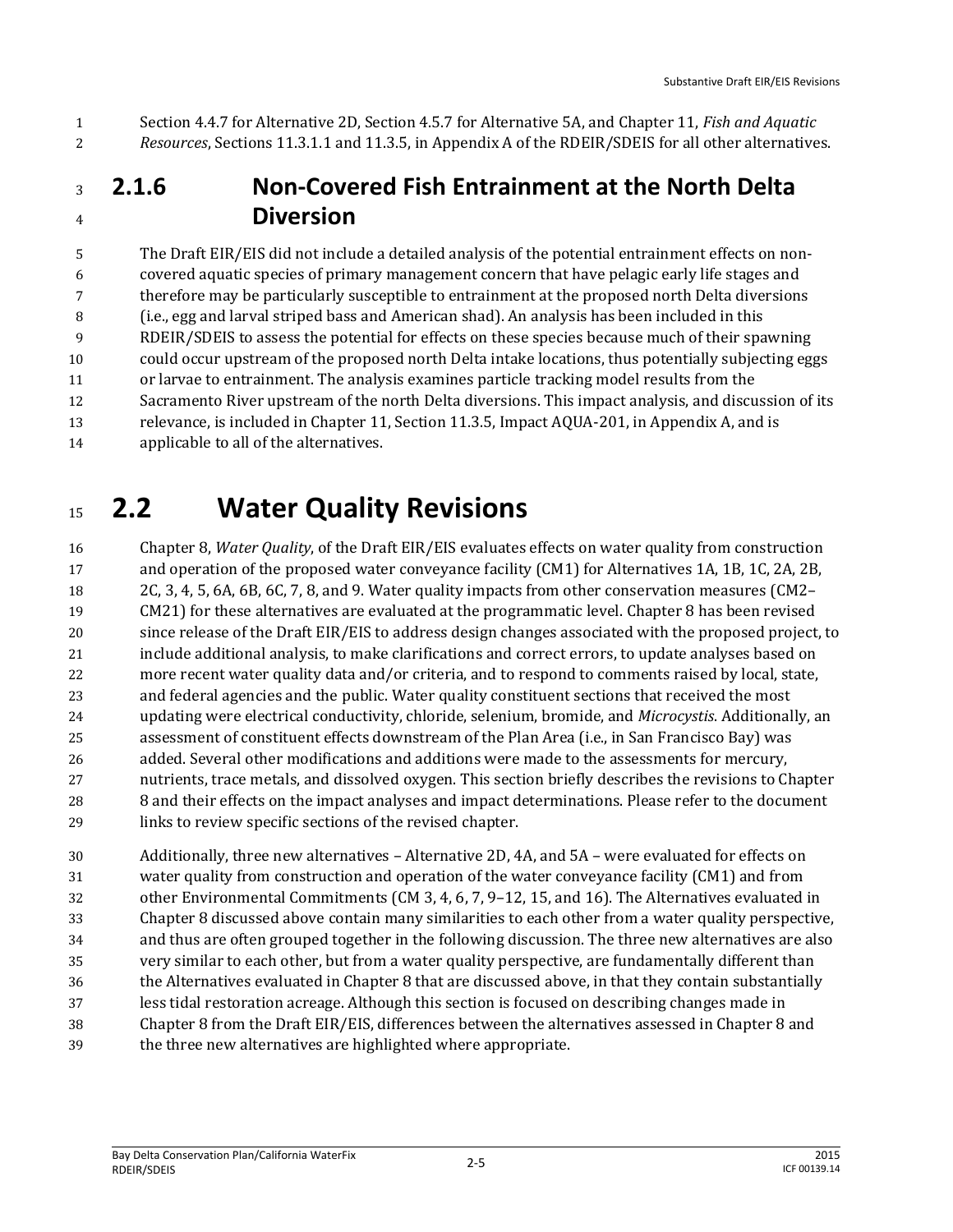Section 4.4.7 for Alternative 2D, Section 4.5.7 for Alternative 5A, and Chapter 11, *Fish and Aquatic Resources*, Sections 11.3.1.1 and 11.3.5, in Appendix A of the RDEIR/SDEIS for all other alternatives.

### 2.1.6 Non-Covered Fish Entrainment at the North Delta Diversion

The Draft EIR/EIS did not include a detailed analysis of the potential entrainment effects on non-covered aquatic species of primary management concern that have pelagic early life stages and therefore may be particularly susceptible to entrainment at the proposed north Delta diversions (i.e., egg and larval striped bass and American shad). An analysis has been included in this RDEIR/SDEIS to assess the potential for effects on these species because much of their spawning could occur upstream of the proposed north Delta intake locations, thus potentially subjecting eggs or larvae to entrainment. The analysis examines particle tracking model results from the Sacramento River upstream of the north Delta diversions. This impact analysis, and discussion of its relevance, is included in Chapter 11, Section 11.3.5, Impact AQUA-201, in Appendix A, and is applicable to all of the alternatives.

## 2.2 Water Quality Revisions

Chapter 8, *Water Quality*, of the Draft EIR/EIS evaluates effects on water quality from construction and operation of the proposed water conveyance facility (CM1) for Alternatives 1A, 1B, 1C, 2A, 2B, 2C, 3, 4, 5, 6A, 6B, 6C, 7, 8, and 9. Water quality impacts from other conservation measures (CM2–CM21) for these alternatives are evaluated at the programmatic level. Chapter 8 has been revised since release of the Draft EIR/EIS to address design changes associated with the proposed project, to include additional analysis, to make clarifications and correct errors, to update analyses based on more recent water quality data and/or criteria, and to respond to comments raised by local, state, and federal agencies and the public. Water quality constituent sections that received the most updating were electrical conductivity, chloride, selenium, bromide, and *Microcystis*. Additionally, an assessment of constituent effects downstream of the Plan Area (i.e., in San Francisco Bay) was added. Several other modifications and additions were made to the assessments for mercury, nutrients, trace metals, and dissolved oxygen. This section briefly describes the revisions to Chapter 8 and their effects on the impact analyses and impact determinations. Please refer to the document links to review specific sections of the revised chapter.

Additionally, three new alternatives – Alternative 2D, 4A, and 5A – were evaluated for effects on water quality from construction and operation of the water conveyance facility (CM1) and from other Environmental Commitments (CM 3, 4, 6, 7, 9–12, 15, and 16). The Alternatives evaluated in Chapter 8 discussed above contain many similarities to each other from a water quality perspective, and thus are often grouped together in the following discussion. The three new alternatives are also very similar to each other, but from a water quality perspective, are fundamentally different than the Alternatives evaluated in Chapter 8 that are discussed above, in that they contain substantially less tidal restoration acreage. Although this section is focused on describing changes made in Chapter 8 from the Draft EIR/EIS, differences between the alternatives assessed in Chapter 8 and the three new alternatives are highlighted where appropriate.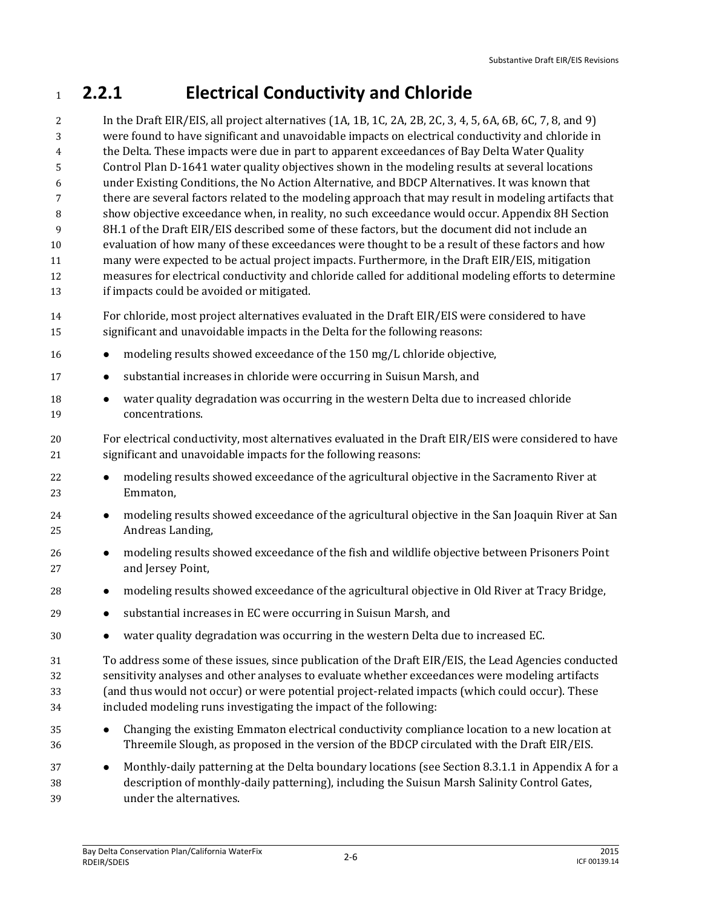### 2.2.1 Electrical Conductivity and Chloride

In the Draft EIR/EIS, all project alternatives (1A, 1B, 1C, 2A, 2B, 2C, 3, 4, 5, 6A, 6B, 6C, 7, 8, and 9) were found to have significant and unavoidable impacts on electrical conductivity and chloride in the Delta. These impacts were due in part to apparent exceedances of Bay Delta Water Quality Control Plan D-1641 water quality objectives shown in the modeling results at several locations under Existing Conditions, the No Action Alternative, and BDCP Alternatives. It was known that there are several factors related to the modeling approach that may result in modeling artifacts that show objective exceedance when, in reality, no such exceedance would occur. Appendix 8H Section 8H.1 of the Draft EIR/EIS described some of these factors, but the document did not include an evaluation of how many of these exceedances were thought to be a result of these factors and how many were expected to be actual project impacts. Furthermore, in the Draft EIR/EIS, mitigation measures for electrical conductivity and chloride called for additional modeling efforts to determine if impacts could be avoided or mitigated.

For chloride, most project alternatives evaluated in the Draft EIR/EIS were considered to have significant and unavoidable impacts in the Delta for the following reasons:

- modeling results showed exceedance of the 150 mg/L chloride objective,
- substantial increases in chloride were occurring in Suisun Marsh, and
- water quality degradation was occurring in the western Delta due to increased chloride concentrations.

For electrical conductivity, most alternatives evaluated in the Draft EIR/EIS were considered to have significant and unavoidable impacts for the following reasons:

- modeling results showed exceedance of the agricultural objective in the Sacramento River at Emmaton,
- modeling results showed exceedance of the agricultural objective in the San Joaquin River at San Andreas Landing,
- modeling results showed exceedance of the fish and wildlife objective between Prisoners Point and Jersey Point,
- modeling results showed exceedance of the agricultural objective in Old River at Tracy Bridge,
- substantial increases in EC were occurring in Suisun Marsh, and
- water quality degradation was occurring in the western Delta due to increased EC.

To address some of these issues, since publication of the Draft EIR/EIS, the Lead Agencies conducted sensitivity analyses and other analyses to evaluate whether exceedances were modeling artifacts (and thus would not occur) or were potential project-related impacts (which could occur). These included modeling runs investigating the impact of the following:

- Changing the existing Emmaton electrical conductivity compliance location to a new location at Threemile Slough, as proposed in the version of the BDCP circulated with the Draft EIR/EIS.
- Monthly-daily patterning at the Delta boundary locations (see Section 8.3.1.1 in Appendix A for a description of monthly-daily patterning), including the Suisun Marsh Salinity Control Gates, under the alternatives.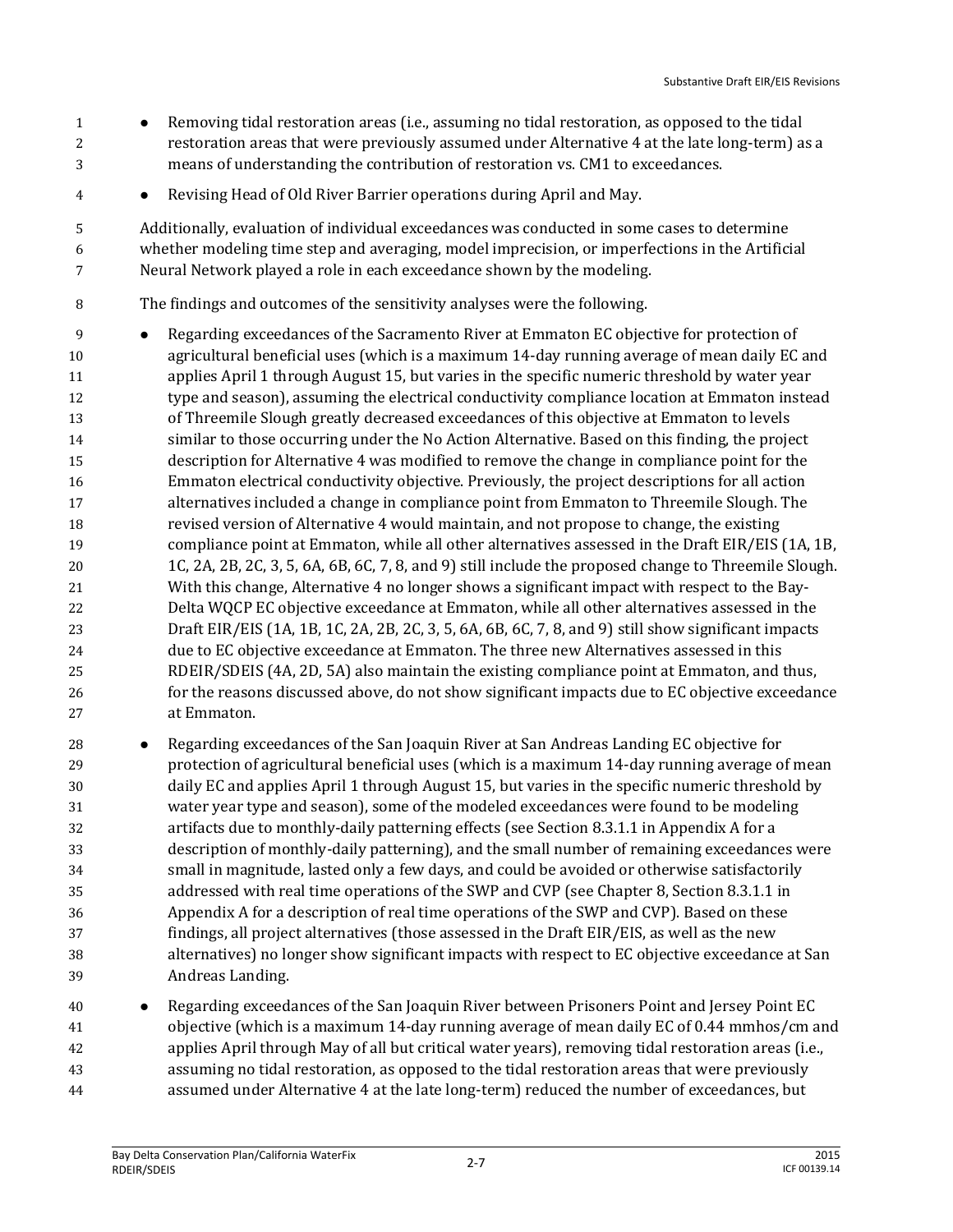- Removing tidal restoration areas (i.e., assuming no tidal restoration, as opposed to the tidal restoration areas that were previously assumed under Alternative 4 at the late long-term) as a means of understanding the contribution of restoration vs. CM1 to exceedances.
- Revising Head of Old River Barrier operations during April and May.

Additionally, evaluation of individual exceedances was conducted in some cases to determine whether modeling time step and averaging, model imprecision, or imperfections in the Artificial Neural Network played a role in each exceedance shown by the modeling.

The findings and outcomes of the sensitivity analyses were the following.

- Regarding exceedances of the Sacramento River at Emmaton EC objective for protection of agricultural beneficial uses (which is a maximum 14-day running average of mean daily EC and applies April 1 through August 15, but varies in the specific numeric threshold by water year type and season), assuming the electrical conductivity compliance location at Emmaton instead of Threemile Slough greatly decreased exceedances of this objective at Emmaton to levels similar to those occurring under the No Action Alternative. Based on this finding, the project description for Alternative 4 was modified to remove the change in compliance point for the Emmaton electrical conductivity objective. Previously, the project descriptions for all action alternatives included a change in compliance point from Emmaton to Threemile Slough. The revised version of Alternative 4 would maintain, and not propose to change, the existing compliance point at Emmaton, while all other alternatives assessed in the Draft EIR/EIS (1A, 1B, 1C, 2A, 2B, 2C, 3, 5, 6A, 6B, 6C, 7, 8, and 9) still include the proposed change to Threemile Slough. With this change, Alternative 4 no longer shows a significant impact with respect to the Bay-Delta WQCP EC objective exceedance at Emmaton, while all other alternatives assessed in the Draft EIR/EIS (1A, 1B, 1C, 2A, 2B, 2C, 3, 5, 6A, 6B, 6C, 7, 8, and 9) still show significant impacts due to EC objective exceedance at Emmaton. The three new Alternatives assessed in this RDEIR/SDEIS (4A, 2D, 5A) also maintain the existing compliance point at Emmaton, and thus, for the reasons discussed above, do not show significant impacts due to EC objective exceedance at Emmaton.
- Regarding exceedances of the San Joaquin River at San Andreas Landing EC objective for protection of agricultural beneficial uses (which is a maximum 14-day running average of mean daily EC and applies April 1 through August 15, but varies in the specific numeric threshold by water year type and season), some of the modeled exceedances were found to be modeling artifacts due to monthly-daily patterning effects (see Section 8.3.1.1 in Appendix A for a description of monthly-daily patterning), and the small number of remaining exceedances were small in magnitude, lasted only a few days, and could be avoided or otherwise satisfactorily addressed with real time operations of the SWP and CVP (see Chapter 8, Section 8.3.1.1 in Appendix A for a description of real time operations of the SWP and CVP). Based on these findings, all project alternatives (those assessed in the Draft EIR/EIS, as well as the new alternatives) no longer show significant impacts with respect to EC objective exceedance at San Andreas Landing.
- Regarding exceedances of the San Joaquin River between Prisoners Point and Jersey Point EC objective (which is a maximum 14-day running average of mean daily EC of 0.44 mmhos/cm and applies April through May of all but critical water years), removing tidal restoration areas (i.e., assuming no tidal restoration, as opposed to the tidal restoration areas that were previously assumed under Alternative 4 at the late long-term) reduced the number of exceedances, but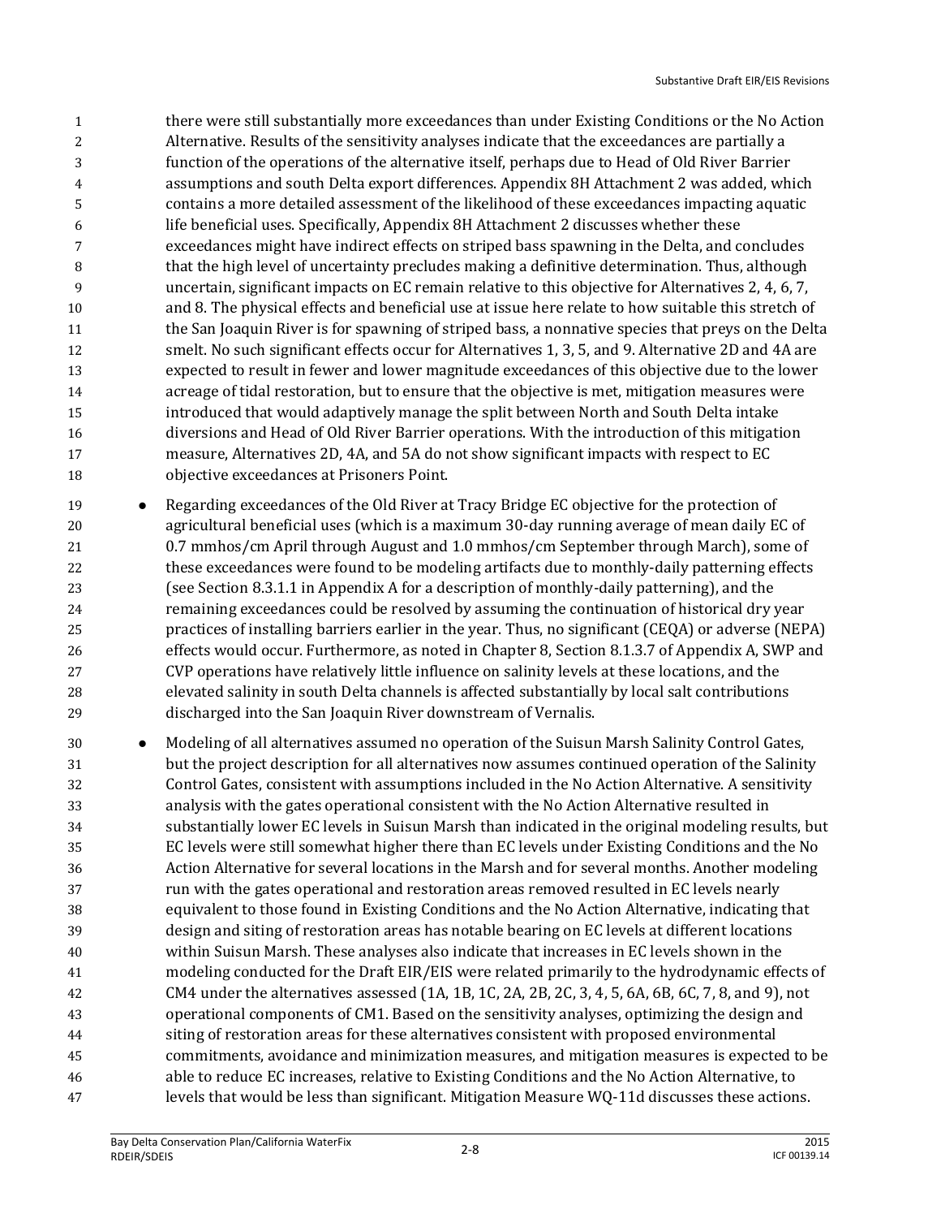there were still substantially more exceedances than under Existing Conditions or the No Action Alternative. Results of the sensitivity analyses indicate that the exceedances are partially a function of the operations of the alternative itself, perhaps due to Head of Old River Barrier assumptions and south Delta export differences. Appendix 8H Attachment 2 was added, which contains a more detailed assessment of the likelihood of these exceedances impacting aquatic life beneficial uses. Specifically, Appendix 8H Attachment 2 discusses whether these exceedances might have indirect effects on striped bass spawning in the Delta, and concludes that the high level of uncertainty precludes making a definitive determination. Thus, although uncertain, significant impacts on EC remain relative to this objective for Alternatives 2, 4, 6, 7, and 8. The physical effects and beneficial use at issue here relate to how suitable this stretch of the San Joaquin River is for spawning of striped bass, a nonnative species that preys on the Delta smelt. No such significant effects occur for Alternatives 1, 3, 5, and 9. Alternative 2D and 4A are expected to result in fewer and lower magnitude exceedances of this objective due to the lower acreage of tidal restoration, but to ensure that the objective is met, mitigation measures were introduced that would adaptively manage the split between North and South Delta intake diversions and Head of Old River Barrier operations. With the introduction of this mitigation measure, Alternatives 2D, 4A, and 5A do not show significant impacts with respect to EC objective exceedances at Prisoners Point.

- Regarding exceedances of the Old River at Tracy Bridge EC objective for the protection of agricultural beneficial uses (which is a maximum 30-day running average of mean daily EC of 0.7 mmhos/cm April through August and 1.0 mmhos/cm September through March), some of these exceedances were found to be modeling artifacts due to monthly-daily patterning effects (see Section 8.3.1.1 in Appendix A for a description of monthly-daily patterning), and the remaining exceedances could be resolved by assuming the continuation of historical dry year practices of installing barriers earlier in the year. Thus, no significant (CEQA) or adverse (NEPA) effects would occur. Furthermore, as noted in Chapter 8, Section 8.1.3.7 of Appendix A, SWP and CVP operations have relatively little influence on salinity levels at these locations, and the elevated salinity in south Delta channels is affected substantially by local salt contributions discharged into the San Joaquin River downstream of Vernalis.

- Modeling of all alternatives assumed no operation of the Suisun Marsh Salinity Control Gates, but the project description for all alternatives now assumes continued operation of the Salinity Control Gates, consistent with assumptions included in the No Action Alternative. A sensitivity analysis with the gates operational consistent with the No Action Alternative resulted in substantially lower EC levels in Suisun Marsh than indicated in the original modeling results, but EC levels were still somewhat higher there than EC levels under Existing Conditions and the No Action Alternative for several locations in the Marsh and for several months. Another modeling run with the gates operational and restoration areas removed resulted in EC levels nearly equivalent to those found in Existing Conditions and the No Action Alternative, indicating that design and siting of restoration areas has notable bearing on EC levels at different locations within Suisun Marsh. These analyses also indicate that increases in EC levels shown in the modeling conducted for the Draft EIR/EIS were related primarily to the hydrodynamic effects of CM4 under the alternatives assessed (1A, 1B, 1C, 2A, 2B, 2C, 3, 4, 5, 6A, 6B, 6C, 7, 8, and 9), not operational components of CM1. Based on the sensitivity analyses, optimizing the design and siting of restoration areas for these alternatives consistent with proposed environmental commitments, avoidance and minimization measures, and mitigation measures is expected to be able to reduce EC increases, relative to Existing Conditions and the No Action Alternative, to levels that would be less than significant. Mitigation Measure WQ-11d discusses these actions.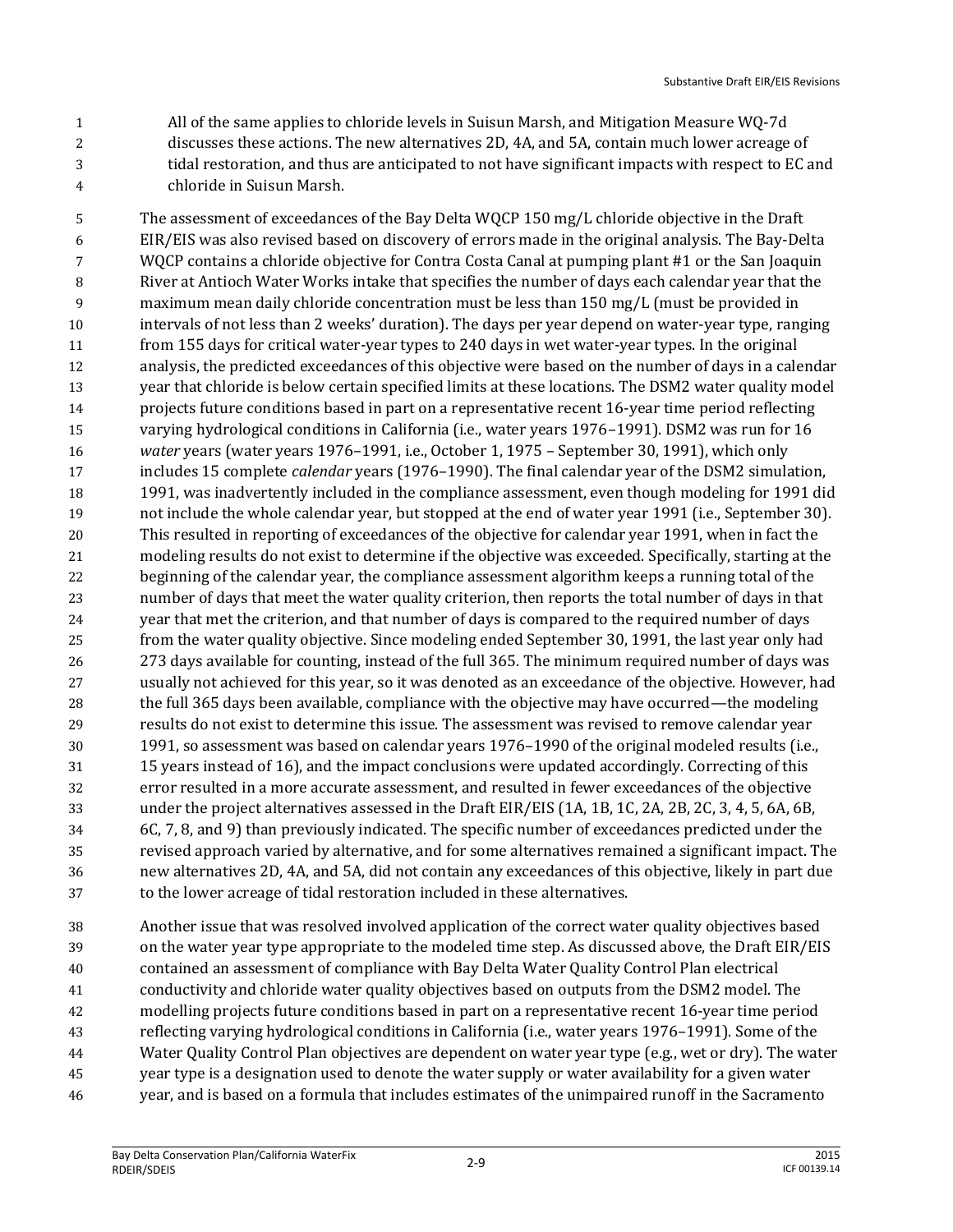All of the same applies to chloride levels in Suisun Marsh, and Mitigation Measure WQ-7d discusses these actions. The new alternatives 2D, 4A, and 5A, contain much lower acreage of tidal restoration, and thus are anticipated to not have significant impacts with respect to EC and chloride in Suisun Marsh.

The assessment of exceedances of the Bay Delta WQCP 150 mg/L chloride objective in the Draft EIR/EIS was also revised based on discovery of errors made in the original analysis. The Bay-Delta WQCP contains a chloride objective for Contra Costa Canal at pumping plant #1 or the San Joaquin River at Antioch Water Works intake that specifies the number of days each calendar year that the maximum mean daily chloride concentration must be less than 150 mg/L (must be provided in intervals of not less than 2 weeks' duration). The days per year depend on water-year type, ranging from 155 days for critical water-year types to 240 days in wet water-year types. In the original analysis, the predicted exceedances of this objective were based on the number of days in a calendar year that chloride is below certain specified limits at these locations. The DSM2 water quality model projects future conditions based in part on a representative recent 16-year time period reflecting varying hydrological conditions in California (i.e., water years 1976–1991). DSM2 was run for 16 *water* years (water years 1976–1991, i.e., October 1, 1975 – September 30, 1991), which only includes 15 complete *calendar* years (1976–1990). The final calendar year of the DSM2 simulation, 1991, was inadvertently included in the compliance assessment, even though modeling for 1991 did not include the whole calendar year, but stopped at the end of water year 1991 (i.e., September 30). This resulted in reporting of exceedances of the objective for calendar year 1991, when in fact the modeling results do not exist to determine if the objective was exceeded. Specifically, starting at the beginning of the calendar year, the compliance assessment algorithm keeps a running total of the number of days that meet the water quality criterion, then reports the total number of days in that year that met the criterion, and that number of days is compared to the required number of days from the water quality objective. Since modeling ended September 30, 1991, the last year only had 273 days available for counting, instead of the full 365. The minimum required number of days was usually not achieved for this year, so it was denoted as an exceedance of the objective. However, had the full 365 days been available, compliance with the objective may have occurred—the modeling results do not exist to determine this issue. The assessment was revised to remove calendar year 1991, so assessment was based on calendar years 1976–1990 of the original modeled results (i.e., 15 years instead of 16), and the impact conclusions were updated accordingly. Correcting of this error resulted in a more accurate assessment, and resulted in fewer exceedances of the objective under the project alternatives assessed in the Draft EIR/EIS (1A, 1B, 1C, 2A, 2B, 2C, 3, 4, 5, 6A, 6B, 6C, 7, 8, and 9) than previously indicated. The specific number of exceedances predicted under the revised approach varied by alternative, and for some alternatives remained a significant impact. The new alternatives 2D, 4A, and 5A, did not contain any exceedances of this objective, likely in part due to the lower acreage of tidal restoration included in these alternatives.

Another issue that was resolved involved application of the correct water quality objectives based on the water year type appropriate to the modeled time step. As discussed above, the Draft EIR/EIS contained an assessment of compliance with Bay Delta Water Quality Control Plan electrical conductivity and chloride water quality objectives based on outputs from the DSM2 model. The modelling projects future conditions based in part on a representative recent 16-year time period reflecting varying hydrological conditions in California (i.e., water years 1976–1991). Some of the Water Quality Control Plan objectives are dependent on water year type (e.g., wet or dry). The water year type is a designation used to denote the water supply or water availability for a given water year, and is based on a formula that includes estimates of the unimpaired runoff in the Sacramento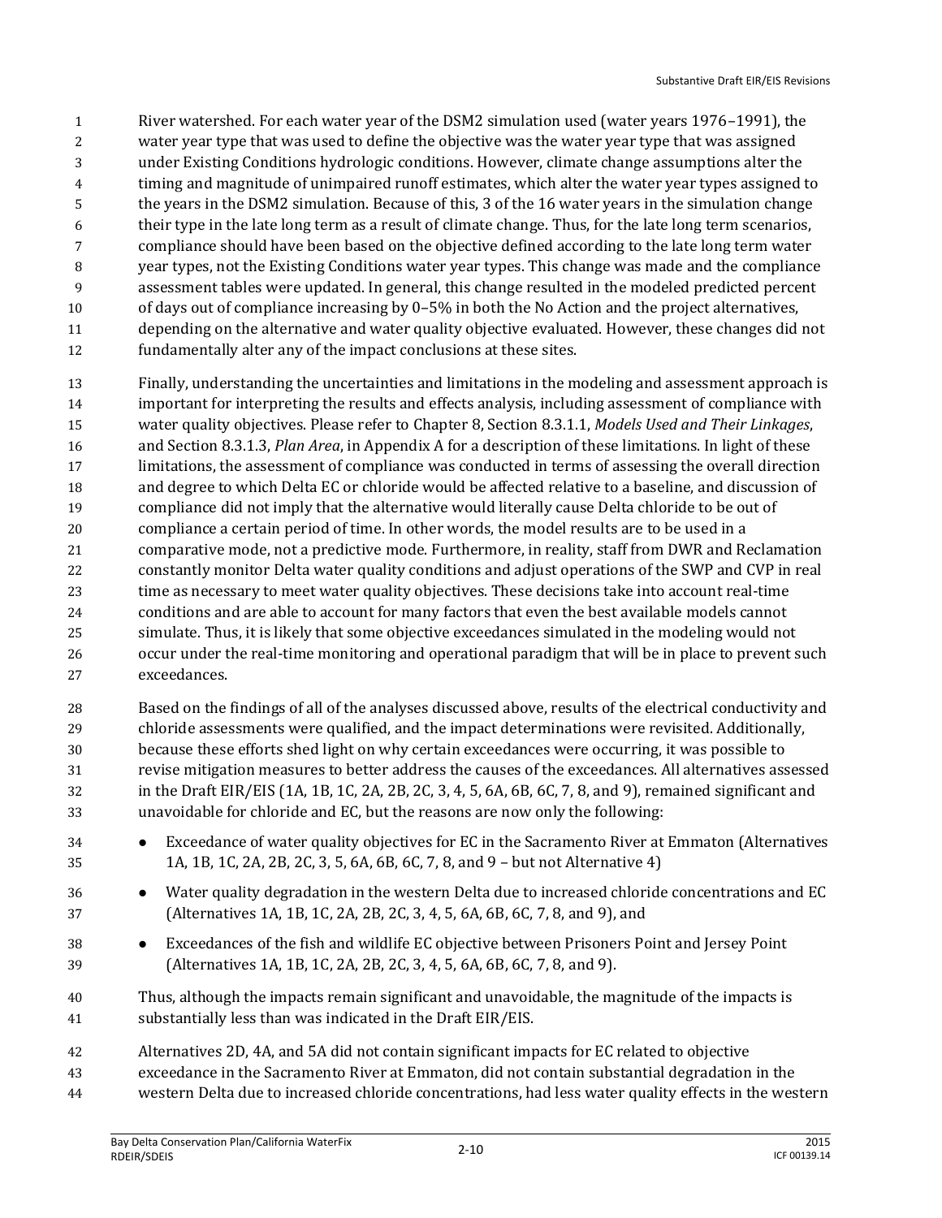River watershed. For each water year of the DSM2 simulation used (water years 1976–1991), the water year type that was used to define the objective was the water year type that was assigned under Existing Conditions hydrologic conditions. However, climate change assumptions alter the timing and magnitude of unimpaired runoff estimates, which alter the water year types assigned to the years in the DSM2 simulation. Because of this, 3 of the 16 water years in the simulation change their type in the late long term as a result of climate change. Thus, for the late long term scenarios, compliance should have been based on the objective defined according to the late long term water year types, not the Existing Conditions water year types. This change was made and the compliance assessment tables were updated. In general, this change resulted in the modeled predicted percent of days out of compliance increasing by 0–5% in both the No Action and the project alternatives, depending on the alternative and water quality objective evaluated. However, these changes did not fundamentally alter any of the impact conclusions at these sites.

Finally, understanding the uncertainties and limitations in the modeling and assessment approach is important for interpreting the results and effects analysis, including assessment of compliance with water quality objectives. Please refer to Chapter 8, Section 8.3.1.1, *Models Used and Their Linkages*, and Section 8.3.1.3, *Plan Area*, in Appendix A for a description of these limitations. In light of these limitations, the assessment of compliance was conducted in terms of assessing the overall direction and degree to which Delta EC or chloride would be affected relative to a baseline, and discussion of compliance did not imply that the alternative would literally cause Delta chloride to be out of compliance a certain period of time. In other words, the model results are to be used in a comparative mode, not a predictive mode. Furthermore, in reality, staff from DWR and Reclamation constantly monitor Delta water quality conditions and adjust operations of the SWP and CVP in real time as necessary to meet water quality objectives. These decisions take into account real-time conditions and are able to account for many factors that even the best available models cannot simulate. Thus, it is likely that some objective exceedances simulated in the modeling would not occur under the real-time monitoring and operational paradigm that will be in place to prevent such exceedances.

Based on the findings of all of the analyses discussed above, results of the electrical conductivity and chloride assessments were qualified, and the impact determinations were revisited. Additionally, because these efforts shed light on why certain exceedances were occurring, it was possible to revise mitigation measures to better address the causes of the exceedances. All alternatives assessed in the Draft EIR/EIS (1A, 1B, 1C, 2A, 2B, 2C, 3, 4, 5, 6A, 6B, 6C, 7, 8, and 9), remained significant and unavoidable for chloride and EC, but the reasons are now only the following:

- Exceedance of water quality objectives for EC in the Sacramento River at Emmaton (Alternatives 1A, 1B, 1C, 2A, 2B, 2C, 3, 5, 6A, 6B, 6C, 7, 8, and 9 – but not Alternative 4)
- Water quality degradation in the western Delta due to increased chloride concentrations and EC (Alternatives 1A, 1B, 1C, 2A, 2B, 2C, 3, 4, 5, 6A, 6B, 6C, 7, 8, and 9), and
- Exceedances of the fish and wildlife EC objective between Prisoners Point and Jersey Point (Alternatives 1A, 1B, 1C, 2A, 2B, 2C, 3, 4, 5, 6A, 6B, 6C, 7, 8, and 9).

Thus, although the impacts remain significant and unavoidable, the magnitude of the impacts is substantially less than was indicated in the Draft EIR/EIS.

Alternatives 2D, 4A, and 5A did not contain significant impacts for EC related to objective exceedance in the Sacramento River at Emmaton, did not contain substantial degradation in the western Delta due to increased chloride concentrations, had less water quality effects in the western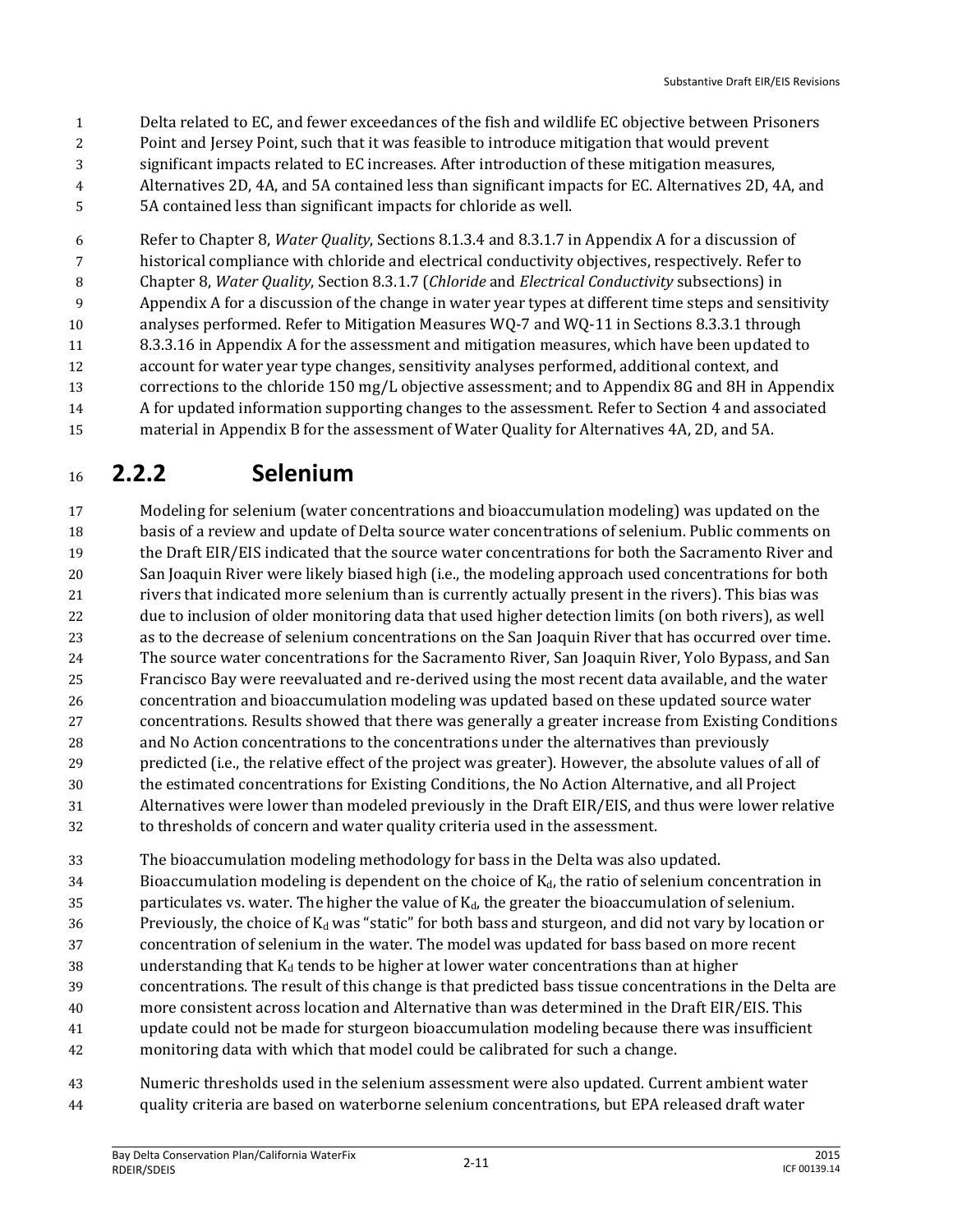Delta related to EC, and fewer exceedances of the fish and wildlife EC objective between Prisoners Point and Jersey Point, such that it was feasible to introduce mitigation that would prevent significant impacts related to EC increases. After introduction of these mitigation measures, Alternatives 2D, 4A, and 5A contained less than significant impacts for EC. Alternatives 2D, 4A, and 5A contained less than significant impacts for chloride as well.

Refer to Chapter 8, *Water Quality*, Sections 8.1.3.4 and 8.3.1.7 in Appendix A for a discussion of historical compliance with chloride and electrical conductivity objectives, respectively. Refer to Chapter 8, *Water Quality*, Section 8.3.1.7 (*Chloride* and *Electrical Conductivity* subsections) in Appendix A for a discussion of the change in water year types at different time steps and sensitivity analyses performed. Refer to Mitigation Measures WQ-7 and WQ-11 in Sections 8.3.3.1 through 8.3.3.16 in Appendix A for the assessment and mitigation measures, which have been updated to account for water year type changes, sensitivity analyses performed, additional context, and corrections to the chloride 150 mg/L objective assessment; and to Appendix 8G and 8H in Appendix A for updated information supporting changes to the assessment. Refer to Section 4 and associated material in Appendix B for the assessment of Water Quality for Alternatives 4A, 2D, and 5A.

## 2.2.2 Selenium

Modeling for selenium (water concentrations and bioaccumulation modeling) was updated on the basis of a review and update of Delta source water concentrations of selenium. Public comments on the Draft EIR/EIS indicated that the source water concentrations for both the Sacramento River and San Joaquin River were likely biased high (i.e., the modeling approach used concentrations for both rivers that indicated more selenium than is currently actually present in the rivers). This bias was due to inclusion of older monitoring data that used higher detection limits (on both rivers), as well as to the decrease of selenium concentrations on the San Joaquin River that has occurred over time. The source water concentrations for the Sacramento River, San Joaquin River, Yolo Bypass, and San Francisco Bay were reevaluated and re-derived using the most recent data available, and the water concentration and bioaccumulation modeling was updated based on these updated source water concentrations. Results showed that there was generally a greater increase from Existing Conditions and No Action concentrations to the concentrations under the alternatives than previously predicted (i.e., the relative effect of the project was greater). However, the absolute values of all of the estimated concentrations for Existing Conditions, the No Action Alternative, and all Project Alternatives were lower than modeled previously in the Draft EIR/EIS, and thus were lower relative to thresholds of concern and water quality criteria used in the assessment.

The bioaccumulation modeling methodology for bass in the Delta was also updated. Bioaccumulation modeling is dependent on the choice of $K_d$, the ratio of selenium concentration in particulates vs. water. The higher the value of $K_d$, the greater the bioaccumulation of selenium. Previously, the choice of $K_d$ was "static" for both bass and sturgeon, and did not vary by location or concentration of selenium in the water. The model was updated for bass based on more recent understanding that $K_d$ tends to be higher at lower water concentrations than at higher concentrations. The result of this change is that predicted bass tissue concentrations in the Delta are more consistent across location and Alternative than was determined in the Draft EIR/EIS. This update could not be made for sturgeon bioaccumulation modeling because there was insufficient monitoring data with which that model could be calibrated for such a change.

Numeric thresholds used in the selenium assessment were also updated. Current ambient water quality criteria are based on waterborne selenium concentrations, but EPA released draft water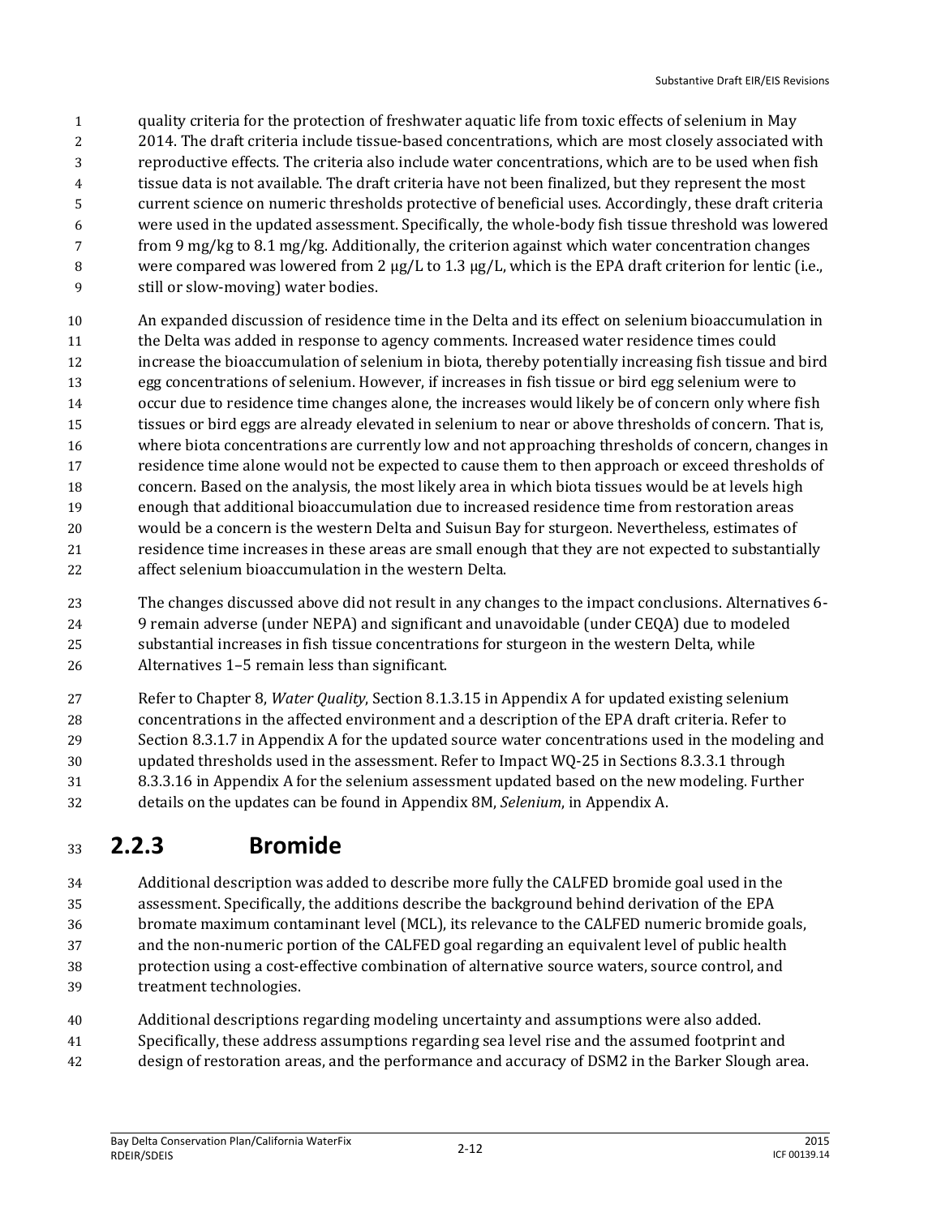quality criteria for the protection of freshwater aquatic life from toxic effects of selenium in May 2014. The draft criteria include tissue-based concentrations, which are most closely associated with reproductive effects. The criteria also include water concentrations, which are to be used when fish tissue data is not available. The draft criteria have not been finalized, but they represent the most current science on numeric thresholds protective of beneficial uses. Accordingly, these draft criteria were used in the updated assessment. Specifically, the whole-body fish tissue threshold was lowered from 9 mg/kg to 8.1 mg/kg. Additionally, the criterion against which water concentration changes were compared was lowered from 2 μg/L to 1.3 μg/L, which is the EPA draft criterion for lentic (i.e., still or slow-moving) water bodies.

An expanded discussion of residence time in the Delta and its effect on selenium bioaccumulation in the Delta was added in response to agency comments. Increased water residence times could increase the bioaccumulation of selenium in biota, thereby potentially increasing fish tissue and bird egg concentrations of selenium. However, if increases in fish tissue or bird egg selenium were to occur due to residence time changes alone, the increases would likely be of concern only where fish tissues or bird eggs are already elevated in selenium to near or above thresholds of concern. That is, where biota concentrations are currently low and not approaching thresholds of concern, changes in residence time alone would not be expected to cause them to then approach or exceed thresholds of concern. Based on the analysis, the most likely area in which biota tissues would be at levels high enough that additional bioaccumulation due to increased residence time from restoration areas would be a concern is the western Delta and Suisun Bay for sturgeon. Nevertheless, estimates of residence time increases in these areas are small enough that they are not expected to substantially affect selenium bioaccumulation in the western Delta.

The changes discussed above did not result in any changes to the impact conclusions. Alternatives 6-9 remain adverse (under NEPA) and significant and unavoidable (under CEQA) due to modeled substantial increases in fish tissue concentrations for sturgeon in the western Delta, while Alternatives 1–5 remain less than significant.

Refer to Chapter 8, *Water Quality*, Section 8.1.3.15 in Appendix A for updated existing selenium concentrations in the affected environment and a description of the EPA draft criteria. Refer to Section 8.3.1.7 in Appendix A for the updated source water concentrations used in the modeling and updated thresholds used in the assessment. Refer to Impact WQ-25 in Sections 8.3.3.1 through 8.3.3.16 in Appendix A for the selenium assessment updated based on the new modeling. Further details on the updates can be found in Appendix 8M, *Selenium*, in Appendix A.

## 2.2.3 Bromide

Additional description was added to describe more fully the CALFED bromide goal used in the assessment. Specifically, the additions describe the background behind derivation of the EPA bromate maximum contaminant level (MCL), its relevance to the CALFED numeric bromide goals, and the non-numeric portion of the CALFED goal regarding an equivalent level of public health protection using a cost-effective combination of alternative source waters, source control, and treatment technologies.

Additional descriptions regarding modeling uncertainty and assumptions were also added. Specifically, these address assumptions regarding sea level rise and the assumed footprint and design of restoration areas, and the performance and accuracy of DSM2 in the Barker Slough area.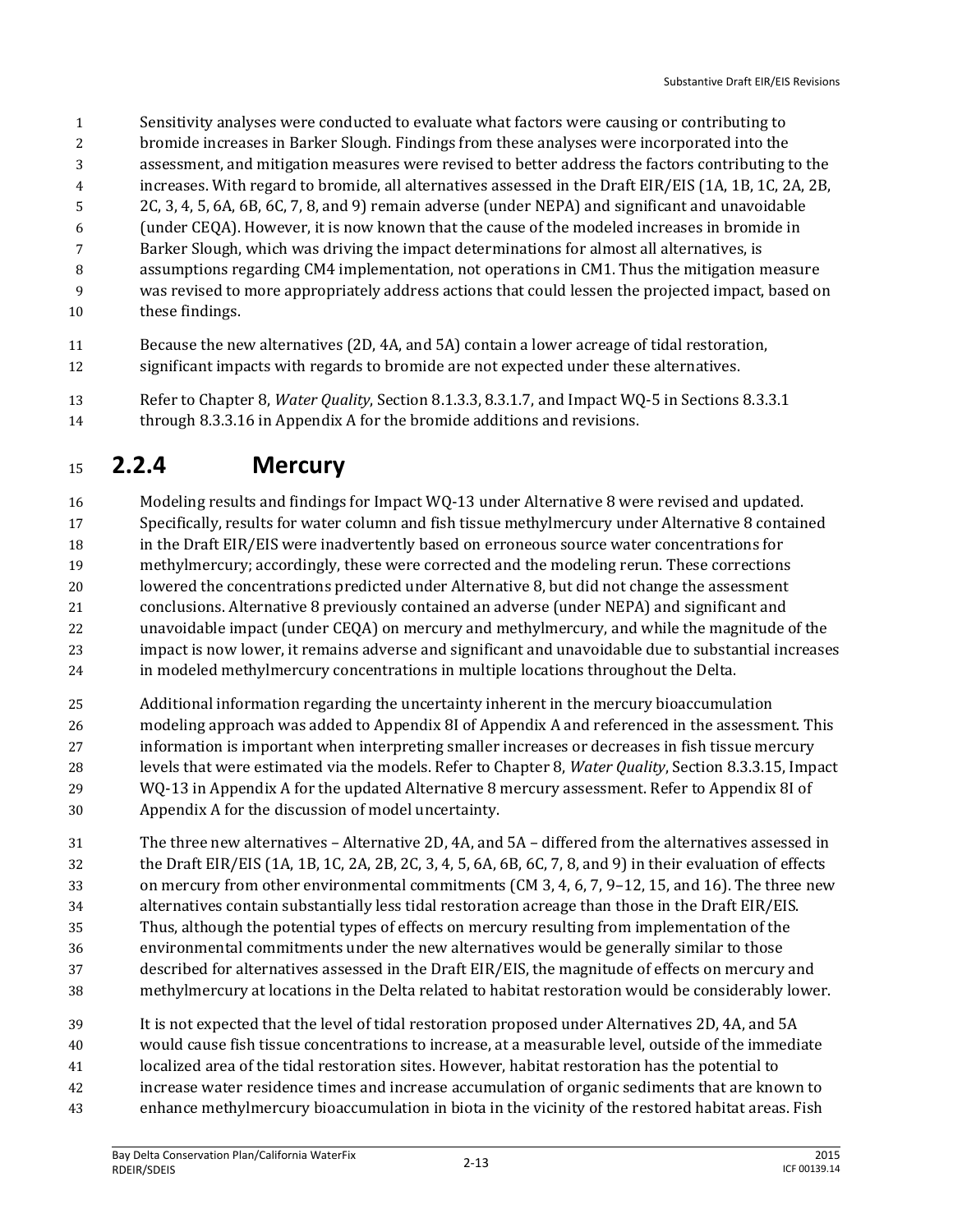Sensitivity analyses were conducted to evaluate what factors were causing or contributing to bromide increases in Barker Slough. Findings from these analyses were incorporated into the assessment, and mitigation measures were revised to better address the factors contributing to the increases. With regard to bromide, all alternatives assessed in the Draft EIR/EIS (1A, 1B, 1C, 2A, 2B, 2C, 3, 4, 5, 6A, 6B, 6C, 7, 8, and 9) remain adverse (under NEPA) and significant and unavoidable (under CEQA). However, it is now known that the cause of the modeled increases in bromide in Barker Slough, which was driving the impact determinations for almost all alternatives, is assumptions regarding CM4 implementation, not operations in CM1. Thus the mitigation measure was revised to more appropriately address actions that could lessen the projected impact, based on these findings.

Because the new alternatives (2D, 4A, and 5A) contain a lower acreage of tidal restoration, significant impacts with regards to bromide are not expected under these alternatives.

Refer to Chapter 8, *Water Quality*, Section 8.1.3.3, 8.3.1.7, and Impact WQ-5 in Sections 8.3.3.1 through 8.3.3.16 in Appendix A for the bromide additions and revisions.

## 2.2.4 Mercury

Modeling results and findings for Impact WQ-13 under Alternative 8 were revised and updated. Specifically, results for water column and fish tissue methylmercury under Alternative 8 contained in the Draft EIR/EIS were inadvertently based on erroneous source water concentrations for methylmercury; accordingly, these were corrected and the modeling rerun. These corrections lowered the concentrations predicted under Alternative 8, but did not change the assessment conclusions. Alternative 8 previously contained an adverse (under NEPA) and significant and unavoidable impact (under CEQA) on mercury and methylmercury, and while the magnitude of the impact is now lower, it remains adverse and significant and unavoidable due to substantial increases in modeled methylmercury concentrations in multiple locations throughout the Delta.

Additional information regarding the uncertainty inherent in the mercury bioaccumulation modeling approach was added to Appendix 8I of Appendix A and referenced in the assessment. This information is important when interpreting smaller increases or decreases in fish tissue mercury levels that were estimated via the models. Refer to Chapter 8, *Water Quality*, Section 8.3.3.15, Impact WQ-13 in Appendix A for the updated Alternative 8 mercury assessment. Refer to Appendix 8I of Appendix A for the discussion of model uncertainty.

The three new alternatives – Alternative 2D, 4A, and 5A – differed from the alternatives assessed in the Draft EIR/EIS (1A, 1B, 1C, 2A, 2B, 2C, 3, 4, 5, 6A, 6B, 6C, 7, 8, and 9) in their evaluation of effects on mercury from other environmental commitments (CM 3, 4, 6, 7, 9–12, 15, and 16). The three new alternatives contain substantially less tidal restoration acreage than those in the Draft EIR/EIS. Thus, although the potential types of effects on mercury resulting from implementation of the environmental commitments under the new alternatives would be generally similar to those described for alternatives assessed in the Draft EIR/EIS, the magnitude of effects on mercury and methylmercury at locations in the Delta related to habitat restoration would be considerably lower.

It is not expected that the level of tidal restoration proposed under Alternatives 2D, 4A, and 5A would cause fish tissue concentrations to increase, at a measurable level, outside of the immediate localized area of the tidal restoration sites. However, habitat restoration has the potential to increase water residence times and increase accumulation of organic sediments that are known to enhance methylmercury bioaccumulation in biota in the vicinity of the restored habitat areas. Fish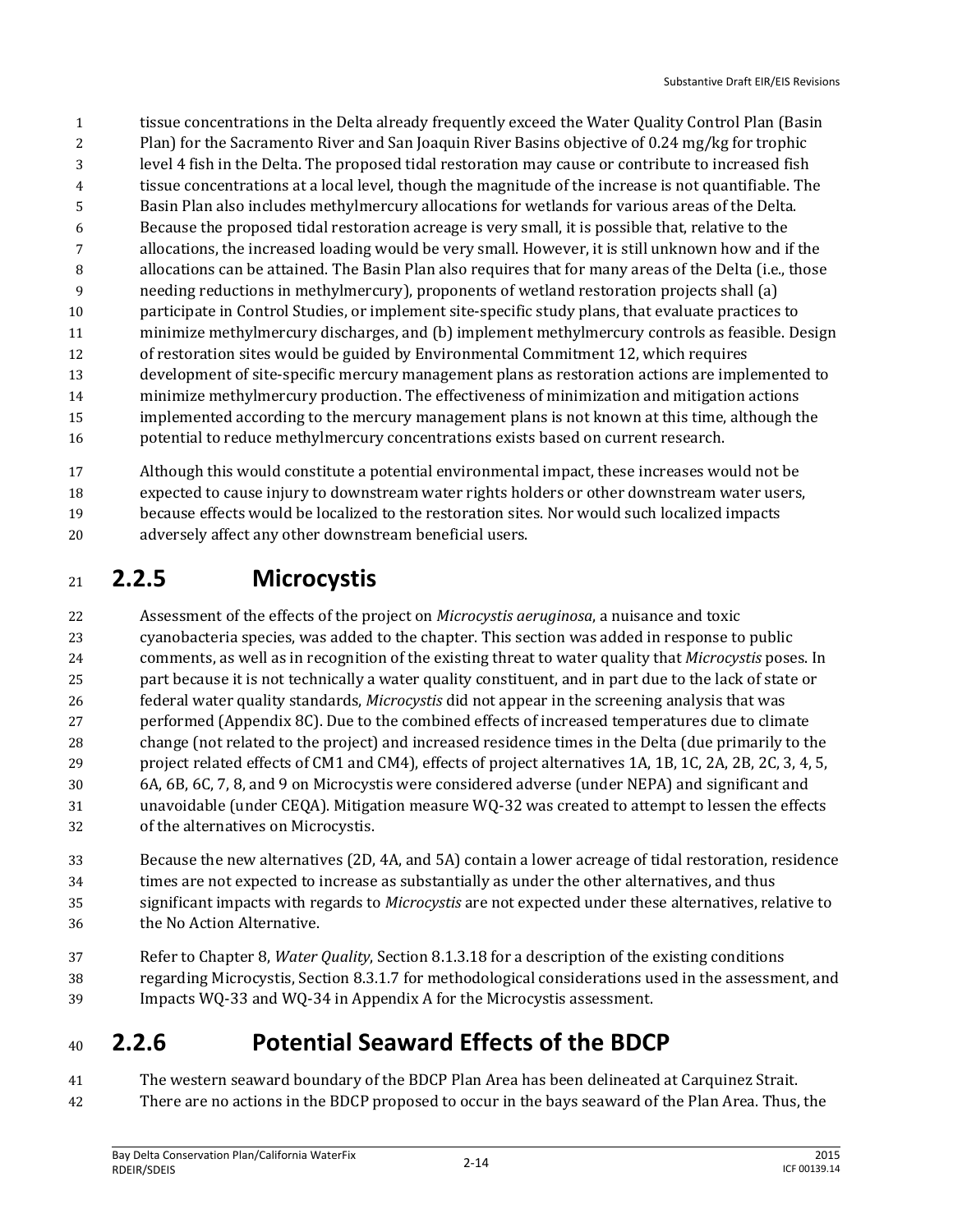tissue concentrations in the Delta already frequently exceed the Water Quality Control Plan (Basin Plan) for the Sacramento River and San Joaquin River Basins objective of 0.24 mg/kg for trophic level 4 fish in the Delta. The proposed tidal restoration may cause or contribute to increased fish tissue concentrations at a local level, though the magnitude of the increase is not quantifiable. The Basin Plan also includes methylmercury allocations for wetlands for various areas of the Delta. Because the proposed tidal restoration acreage is very small, it is possible that, relative to the allocations, the increased loading would be very small. However, it is still unknown how and if the allocations can be attained. The Basin Plan also requires that for many areas of the Delta (i.e., those needing reductions in methylmercury), proponents of wetland restoration projects shall (a) participate in Control Studies, or implement site-specific study plans, that evaluate practices to minimize methylmercury discharges, and (b) implement methylmercury controls as feasible. Design of restoration sites would be guided by Environmental Commitment 12, which requires development of site-specific mercury management plans as restoration actions are implemented to minimize methylmercury production. The effectiveness of minimization and mitigation actions implemented according to the mercury management plans is not known at this time, although the potential to reduce methylmercury concentrations exists based on current research.

Although this would constitute a potential environmental impact, these increases would not be expected to cause injury to downstream water rights holders or other downstream water users, because effects would be localized to the restoration sites. Nor would such localized impacts adversely affect any other downstream beneficial users.

## 2.2.5 Microcystis

Assessment of the effects of the project on *Microcystis aeruginosa*, a nuisance and toxic cyanobacteria species, was added to the chapter. This section was added in response to public comments, as well as in recognition of the existing threat to water quality that *Microcystis* poses. In part because it is not technically a water quality constituent, and in part due to the lack of state or federal water quality standards, *Microcystis* did not appear in the screening analysis that was performed (Appendix 8C). Due to the combined effects of increased temperatures due to climate change (not related to the project) and increased residence times in the Delta (due primarily to the project related effects of CM1 and CM4), effects of project alternatives 1A, 1B, 1C, 2A, 2B, 2C, 3, 4, 5, 6A, 6B, 6C, 7, 8, and 9 on Microcystis were considered adverse (under NEPA) and significant and unavoidable (under CEQA). Mitigation measure WQ-32 was created to attempt to lessen the effects of the alternatives on Microcystis.

Because the new alternatives (2D, 4A, and 5A) contain a lower acreage of tidal restoration, residence times are not expected to increase as substantially as under the other alternatives, and thus significant impacts with regards to *Microcystis* are not expected under these alternatives, relative to the No Action Alternative.

Refer to Chapter 8, *Water Quality*, Section 8.1.3.18 for a description of the existing conditions regarding Microcystis, Section 8.3.1.7 for methodological considerations used in the assessment, and Impacts WQ-33 and WQ-34 in Appendix A for the Microcystis assessment.

## 2.2.6 Potential Seaward Effects of the BDCP

The western seaward boundary of the BDCP Plan Area has been delineated at Carquinez Strait. There are no actions in the BDCP proposed to occur in the bays seaward of the Plan Area. Thus, the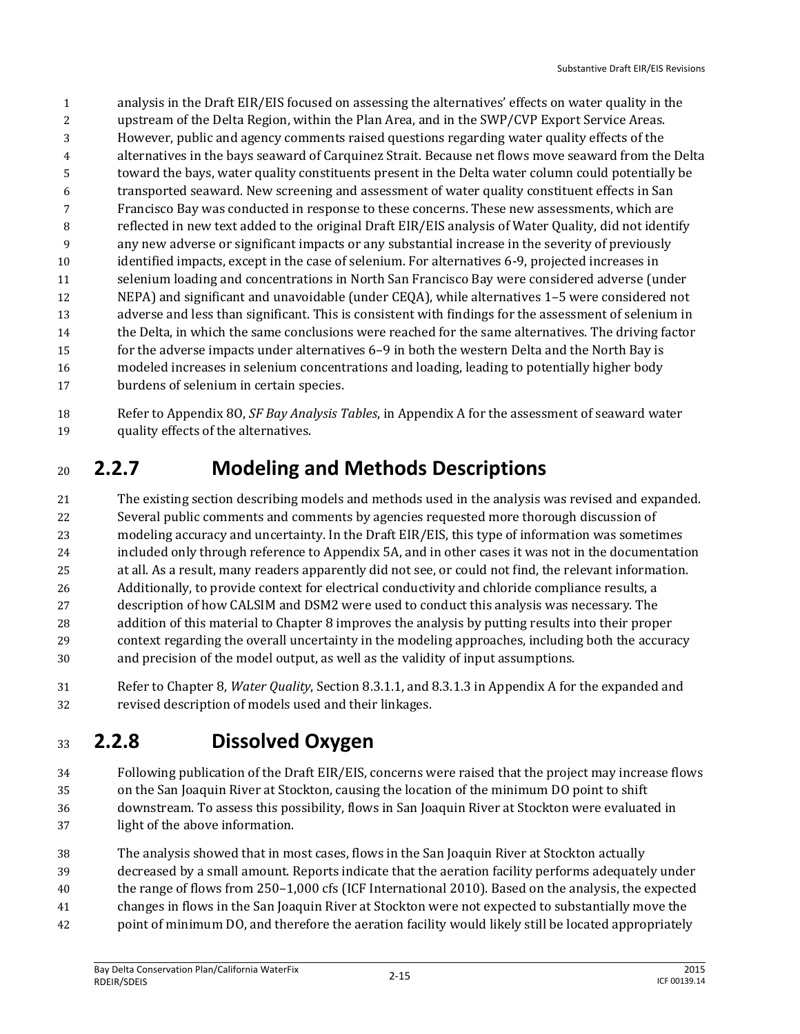analysis in the Draft EIR/EIS focused on assessing the alternatives' effects on water quality in the upstream of the Delta Region, within the Plan Area, and in the SWP/CVP Export Service Areas. However, public and agency comments raised questions regarding water quality effects of the alternatives in the bays seaward of Carquinez Strait. Because net flows move seaward from the Delta toward the bays, water quality constituents present in the Delta water column could potentially be transported seaward. New screening and assessment of water quality constituent effects in San Francisco Bay was conducted in response to these concerns. These new assessments, which are reflected in new text added to the original Draft EIR/EIS analysis of Water Quality, did not identify any new adverse or significant impacts or any substantial increase in the severity of previously identified impacts, except in the case of selenium. For alternatives 6-9, projected increases in selenium loading and concentrations in North San Francisco Bay were considered adverse (under NEPA) and significant and unavoidable (under CEQA), while alternatives 1–5 were considered not adverse and less than significant. This is consistent with findings for the assessment of selenium in the Delta, in which the same conclusions were reached for the same alternatives. The driving factor for the adverse impacts under alternatives 6–9 in both the western Delta and the North Bay is modeled increases in selenium concentrations and loading, leading to potentially higher body burdens of selenium in certain species.

Refer to Appendix 8O, *SF Bay Analysis Tables*, in Appendix A for the assessment of seaward water quality effects of the alternatives.

## 2.2.7 Modeling and Methods Descriptions

The existing section describing models and methods used in the analysis was revised and expanded. Several public comments and comments by agencies requested more thorough discussion of modeling accuracy and uncertainty. In the Draft EIR/EIS, this type of information was sometimes included only through reference to Appendix 5A, and in other cases it was not in the documentation at all. As a result, many readers apparently did not see, or could not find, the relevant information. Additionally, to provide context for electrical conductivity and chloride compliance results, a description of how CALSIM and DSM2 were used to conduct this analysis was necessary. The addition of this material to Chapter 8 improves the analysis by putting results into their proper context regarding the overall uncertainty in the modeling approaches, including both the accuracy and precision of the model output, as well as the validity of input assumptions.

Refer to Chapter 8, *Water Quality*, Section 8.3.1.1, and 8.3.1.3 in Appendix A for the expanded and revised description of models used and their linkages.

## 2.2.8 Dissolved Oxygen

Following publication of the Draft EIR/EIS, concerns were raised that the project may increase flows on the San Joaquin River at Stockton, causing the location of the minimum DO point to shift downstream. To assess this possibility, flows in San Joaquin River at Stockton were evaluated in light of the above information.

The analysis showed that in most cases, flows in the San Joaquin River at Stockton actually decreased by a small amount. Reports indicate that the aeration facility performs adequately under the range of flows from 250–1,000 cfs (ICF International 2010). Based on the analysis, the expected changes in flows in the San Joaquin River at Stockton were not expected to substantially move the point of minimum DO, and therefore the aeration facility would likely still be located appropriately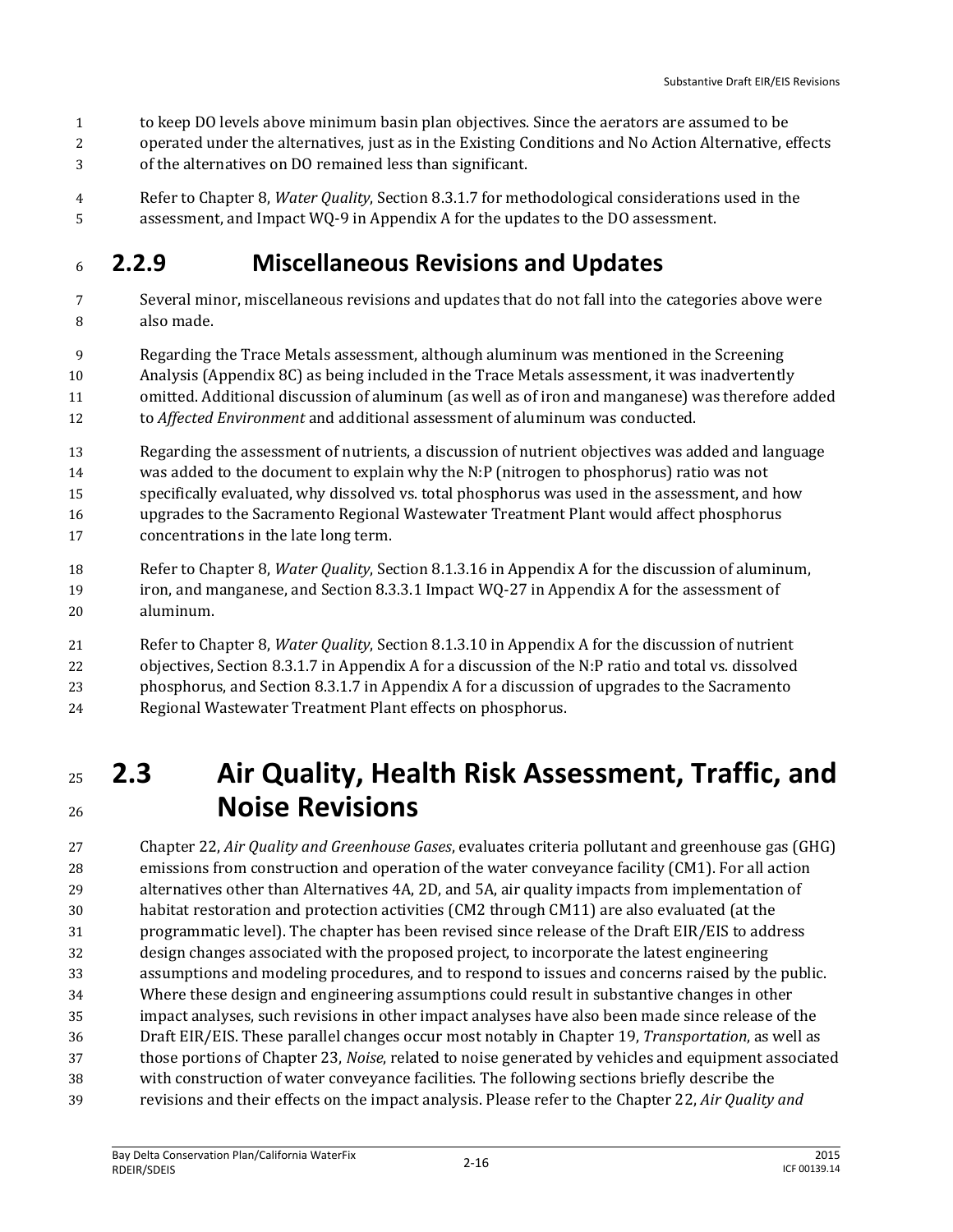to keep DO levels above minimum basin plan objectives. Since the aerators are assumed to be operated under the alternatives, just as in the Existing Conditions and No Action Alternative, effects of the alternatives on DO remained less than significant.

Refer to Chapter 8, *Water Quality*, Section 8.3.1.7 for methodological considerations used in the assessment, and Impact WQ-9 in Appendix A for the updates to the DO assessment.

### 2.2.9 Miscellaneous Revisions and Updates

Several minor, miscellaneous revisions and updates that do not fall into the categories above were also made.

Regarding the Trace Metals assessment, although aluminum was mentioned in the Screening Analysis (Appendix 8C) as being included in the Trace Metals assessment, it was inadvertently omitted. Additional discussion of aluminum (as well as of iron and manganese) was therefore added to *Affected Environment* and additional assessment of aluminum was conducted.

Regarding the assessment of nutrients, a discussion of nutrient objectives was added and language was added to the document to explain why the N:P (nitrogen to phosphorus) ratio was not specifically evaluated, why dissolved vs. total phosphorus was used in the assessment, and how upgrades to the Sacramento Regional Wastewater Treatment Plant would affect phosphorus concentrations in the late long term.

Refer to Chapter 8, *Water Quality*, Section 8.1.3.16 in Appendix A for the discussion of aluminum, iron, and manganese, and Section 8.3.3.1 Impact WQ-27 in Appendix A for the assessment of aluminum.

Refer to Chapter 8, *Water Quality*, Section 8.1.3.10 in Appendix A for the discussion of nutrient objectives, Section 8.3.1.7 in Appendix A for a discussion of the N:P ratio and total vs. dissolved phosphorus, and Section 8.3.1.7 in Appendix A for a discussion of upgrades to the Sacramento Regional Wastewater Treatment Plant effects on phosphorus.

## 2.3 Air Quality, Health Risk Assessment, Traffic, and Noise Revisions

Chapter 22, *Air Quality and Greenhouse Gases*, evaluates criteria pollutant and greenhouse gas (GHG) emissions from construction and operation of the water conveyance facility (CM1). For all action alternatives other than Alternatives 4A, 2D, and 5A, air quality impacts from implementation of habitat restoration and protection activities (CM2 through CM11) are also evaluated (at the programmatic level). The chapter has been revised since release of the Draft EIR/EIS to address design changes associated with the proposed project, to incorporate the latest engineering assumptions and modeling procedures, and to respond to issues and concerns raised by the public. Where these design and engineering assumptions could result in substantive changes in other impact analyses, such revisions in other impact analyses have also been made since release of the Draft EIR/EIS. These parallel changes occur most notably in Chapter 19, *Transportation*, as well as those portions of Chapter 23, *Noise*, related to noise generated by vehicles and equipment associated with construction of water conveyance facilities. The following sections briefly describe the revisions and their effects on the impact analysis. Please refer to the Chapter 22, *Air Quality and*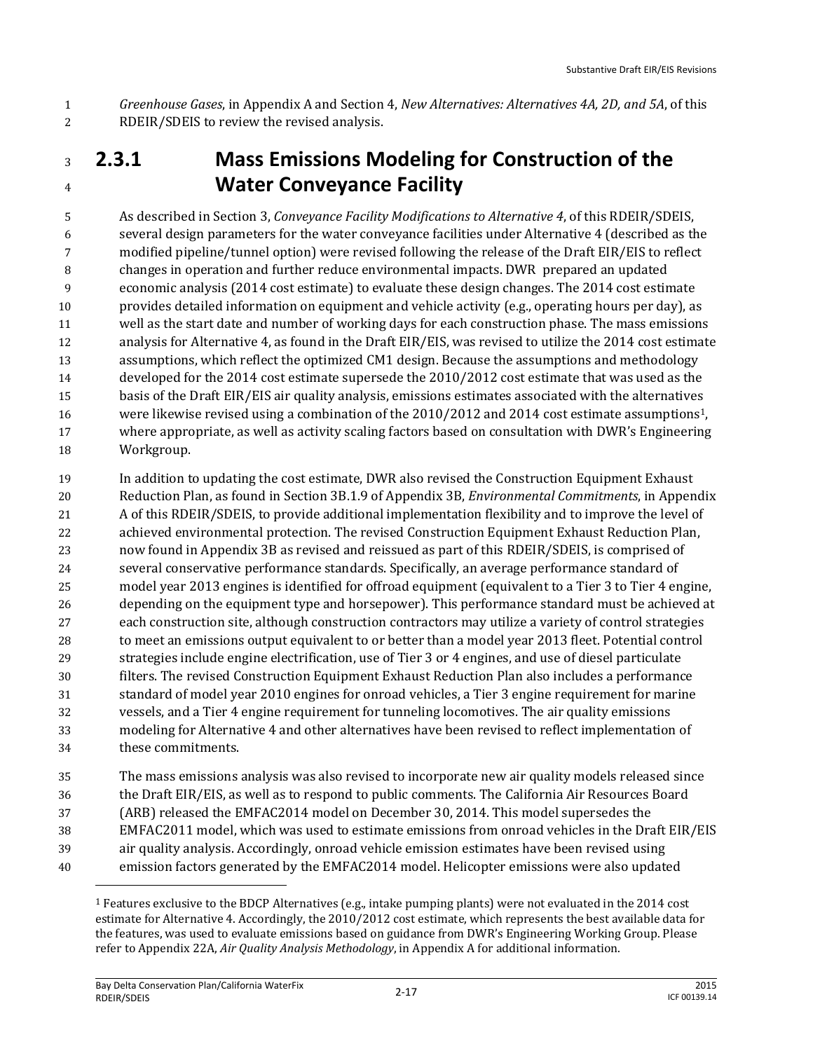*Greenhouse Gases*, in Appendix A and Section 4, *New Alternatives: Alternatives 4A, 2D, and 5A*, of this RDEIR/SDEIS to review the revised analysis.

### 2.3.1 Mass Emissions Modeling for Construction of the Water Conveyance Facility

As described in Section 3, *Conveyance Facility Modifications to Alternative 4*, of this RDEIR/SDEIS, several design parameters for the water conveyance facilities under Alternative 4 (described as the modified pipeline/tunnel option) were revised following the release of the Draft EIR/EIS to reflect changes in operation and further reduce environmental impacts. DWR prepared an updated economic analysis (2014 cost estimate) to evaluate these design changes. The 2014 cost estimate provides detailed information on equipment and vehicle activity (e.g., operating hours per day), as well as the start date and number of working days for each construction phase. The mass emissions analysis for Alternative 4, as found in the Draft EIR/EIS, was revised to utilize the 2014 cost estimate assumptions, which reflect the optimized CM1 design. Because the assumptions and methodology developed for the 2014 cost estimate supersede the 2010/2012 cost estimate that was used as the basis of the Draft EIR/EIS air quality analysis, emissions estimates associated with the alternatives were likewise revised using a combination of the 2010/2012 and 2014 cost estimate assumptions[1], where appropriate, as well as activity scaling factors based on consultation with DWR's Engineering Workgroup.

In addition to updating the cost estimate, DWR also revised the Construction Equipment Exhaust Reduction Plan, as found in Section 3B.1.9 of Appendix 3B, *Environmental Commitments*, in Appendix A of this RDEIR/SDEIS, to provide additional implementation flexibility and to improve the level of achieved environmental protection. The revised Construction Equipment Exhaust Reduction Plan, now found in Appendix 3B as revised and reissued as part of this RDEIR/SDEIS, is comprised of several conservative performance standards. Specifically, an average performance standard of model year 2013 engines is identified for offroad equipment (equivalent to a Tier 3 to Tier 4 engine, depending on the equipment type and horsepower). This performance standard must be achieved at each construction site, although construction contractors may utilize a variety of control strategies to meet an emissions output equivalent to or better than a model year 2013 fleet. Potential control strategies include engine electrification, use of Tier 3 or 4 engines, and use of diesel particulate filters. The revised Construction Equipment Exhaust Reduction Plan also includes a performance standard of model year 2010 engines for onroad vehicles, a Tier 3 engine requirement for marine vessels, and a Tier 4 engine requirement for tunneling locomotives. The air quality emissions modeling for Alternative 4 and other alternatives have been revised to reflect implementation of these commitments.

The mass emissions analysis was also revised to incorporate new air quality models released since the Draft EIR/EIS, as well as to respond to public comments. The California Air Resources Board (ARB) released the EMFAC2014 model on December 30, 2014. This model supersedes the EMFAC2011 model, which was used to estimate emissions from onroad vehicles in the Draft EIR/EIS air quality analysis. Accordingly, onroad vehicle emission estimates have been revised using emission factors generated by the EMFAC2014 model. Helicopter emissions were also updated

---

[1] Features exclusive to the BDCP Alternatives (e.g., intake pumping plants) were not evaluated in the 2014 cost estimate for Alternative 4. Accordingly, the 2010/2012 cost estimate, which represents the best available data for the features, was used to evaluate emissions based on guidance from DWR's Engineering Working Group. Please refer to Appendix 22A, *Air Quality Analysis Methodology*, in Appendix A for additional information.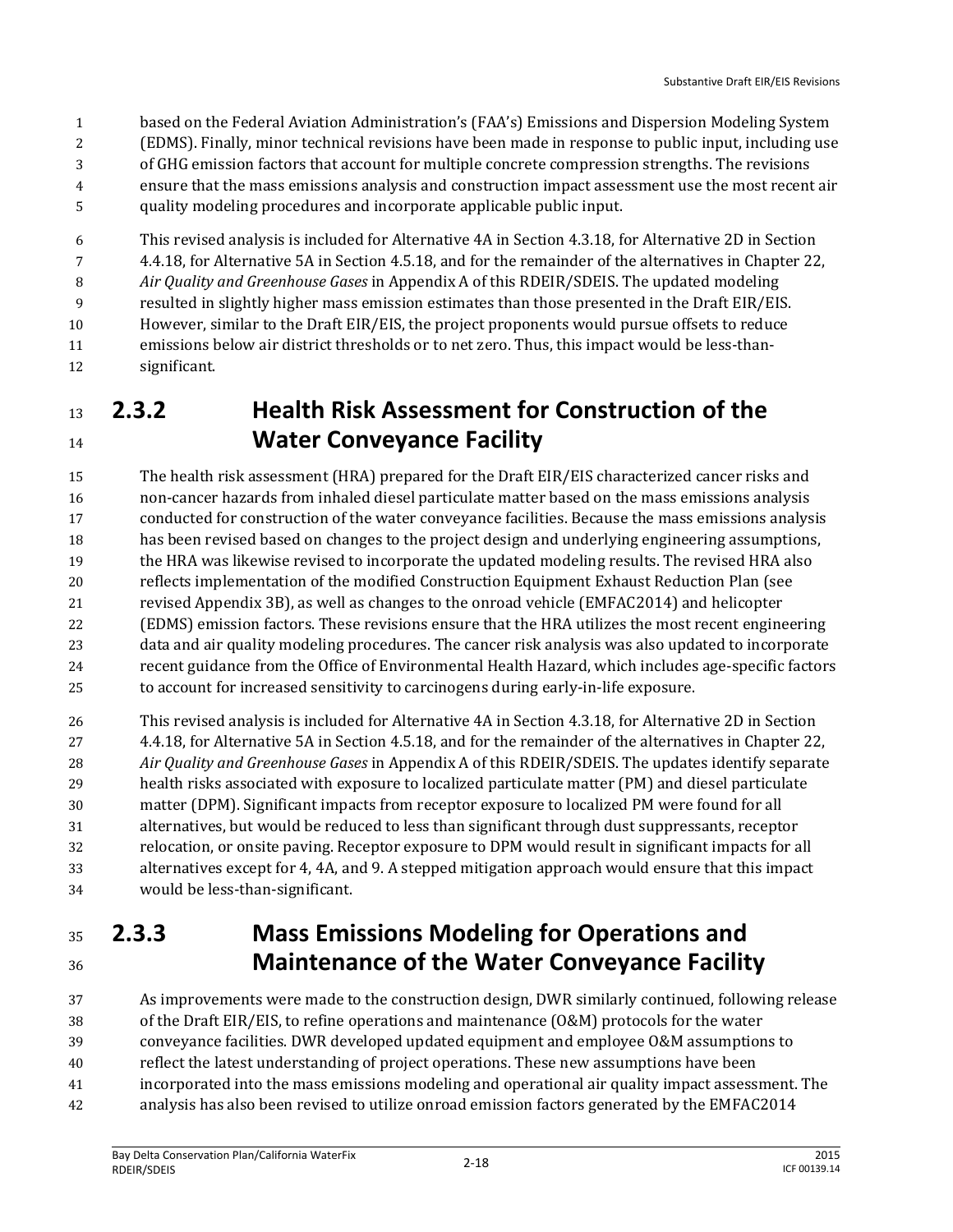based on the Federal Aviation Administration's (FAA's) Emissions and Dispersion Modeling System (EDMS). Finally, minor technical revisions have been made in response to public input, including use of GHG emission factors that account for multiple concrete compression strengths. The revisions ensure that the mass emissions analysis and construction impact assessment use the most recent air quality modeling procedures and incorporate applicable public input.

This revised analysis is included for Alternative 4A in Section 4.3.18, for Alternative 2D in Section 4.4.18, for Alternative 5A in Section 4.5.18, and for the remainder of the alternatives in Chapter 22, *Air Quality and Greenhouse Gases* in Appendix A of this RDEIR/SDEIS. The updated modeling resulted in slightly higher mass emission estimates than those presented in the Draft EIR/EIS. However, similar to the Draft EIR/EIS, the project proponents would pursue offsets to reduce emissions below air district thresholds or to net zero. Thus, this impact would be less-than-significant.

## 2.3.2 Health Risk Assessment for Construction of the Water Conveyance Facility

The health risk assessment (HRA) prepared for the Draft EIR/EIS characterized cancer risks and non-cancer hazards from inhaled diesel particulate matter based on the mass emissions analysis conducted for construction of the water conveyance facilities. Because the mass emissions analysis has been revised based on changes to the project design and underlying engineering assumptions, the HRA was likewise revised to incorporate the updated modeling results. The revised HRA also reflects implementation of the modified Construction Equipment Exhaust Reduction Plan (see revised Appendix 3B), as well as changes to the onroad vehicle (EMFAC2014) and helicopter (EDMS) emission factors. These revisions ensure that the HRA utilizes the most recent engineering data and air quality modeling procedures. The cancer risk analysis was also updated to incorporate recent guidance from the Office of Environmental Health Hazard, which includes age-specific factors to account for increased sensitivity to carcinogens during early-in-life exposure.

This revised analysis is included for Alternative 4A in Section 4.3.18, for Alternative 2D in Section 4.4.18, for Alternative 5A in Section 4.5.18, and for the remainder of the alternatives in Chapter 22, *Air Quality and Greenhouse Gases* in Appendix A of this RDEIR/SDEIS. The updates identify separate health risks associated with exposure to localized particulate matter (PM) and diesel particulate matter (DPM). Significant impacts from receptor exposure to localized PM were found for all alternatives, but would be reduced to less than significant through dust suppressants, receptor relocation, or onsite paving. Receptor exposure to DPM would result in significant impacts for all alternatives except for 4, 4A, and 9. A stepped mitigation approach would ensure that this impact would be less-than-significant.

## 2.3.3 Mass Emissions Modeling for Operations and Maintenance of the Water Conveyance Facility

As improvements were made to the construction design, DWR similarly continued, following release of the Draft EIR/EIS, to refine operations and maintenance (O&M) protocols for the water conveyance facilities. DWR developed updated equipment and employee O&M assumptions to reflect the latest understanding of project operations. These new assumptions have been incorporated into the mass emissions modeling and operational air quality impact assessment. The analysis has also been revised to utilize onroad emission factors generated by the EMFAC2014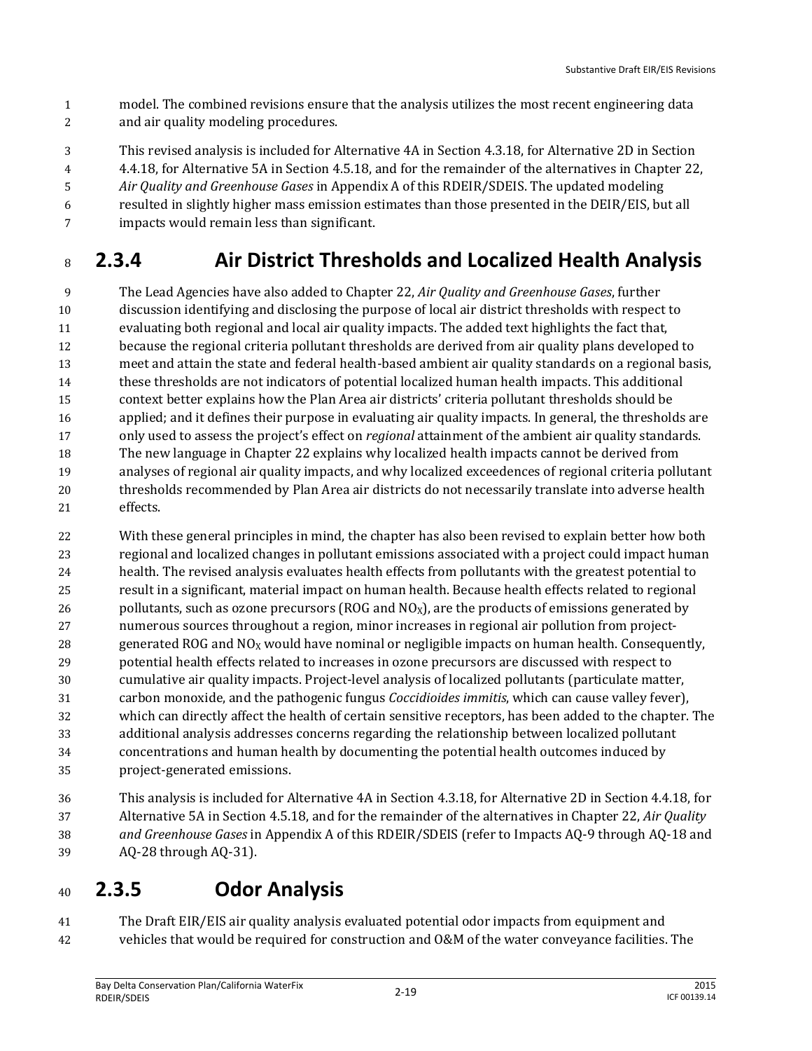model. The combined revisions ensure that the analysis utilizes the most recent engineering data and air quality modeling procedures.

This revised analysis is included for Alternative 4A in Section 4.3.18, for Alternative 2D in Section 4.4.18, for Alternative 5A in Section 4.5.18, and for the remainder of the alternatives in Chapter 22, *Air Quality and Greenhouse Gases* in Appendix A of this RDEIR/SDEIS. The updated modeling resulted in slightly higher mass emission estimates than those presented in the DEIR/EIS, but all impacts would remain less than significant.

## 2.3.4 Air District Thresholds and Localized Health Analysis

The Lead Agencies have also added to Chapter 22, *Air Quality and Greenhouse Gases*, further discussion identifying and disclosing the purpose of local air district thresholds with respect to evaluating both regional and local air quality impacts. The added text highlights the fact that, because the regional criteria pollutant thresholds are derived from air quality plans developed to meet and attain the state and federal health-based ambient air quality standards on a regional basis, these thresholds are not indicators of potential localized human health impacts. This additional context better explains how the Plan Area air districts' criteria pollutant thresholds should be applied; and it defines their purpose in evaluating air quality impacts. In general, the thresholds are only used to assess the project's effect on *regional* attainment of the ambient air quality standards. The new language in Chapter 22 explains why localized health impacts cannot be derived from analyses of regional air quality impacts, and why localized exceedences of regional criteria pollutant thresholds recommended by Plan Area air districts do not necessarily translate into adverse health effects.

With these general principles in mind, the chapter has also been revised to explain better how both regional and localized changes in pollutant emissions associated with a project could impact human health. The revised analysis evaluates health effects from pollutants with the greatest potential to result in a significant, material impact on human health. Because health effects related to regional pollutants, such as ozone precursors (ROG and $NO_X$), are the products of emissions generated by numerous sources throughout a region, minor increases in regional air pollution from project-generated ROG and $NO_X$ would have nominal or negligible impacts on human health. Consequently, potential health effects related to increases in ozone precursors are discussed with respect to cumulative air quality impacts. Project-level analysis of localized pollutants (particulate matter, carbon monoxide, and the pathogenic fungus *Coccidioides immitis*, which can cause valley fever), which can directly affect the health of certain sensitive receptors, has been added to the chapter. The additional analysis addresses concerns regarding the relationship between localized pollutant concentrations and human health by documenting the potential health outcomes induced by project-generated emissions.

This analysis is included for Alternative 4A in Section 4.3.18, for Alternative 2D in Section 4.4.18, for Alternative 5A in Section 4.5.18, and for the remainder of the alternatives in Chapter 22, *Air Quality and Greenhouse Gases* in Appendix A of this RDEIR/SDEIS (refer to Impacts AQ-9 through AQ-18 and AQ-28 through AQ-31).

## 2.3.5 Odor Analysis

The Draft EIR/EIS air quality analysis evaluated potential odor impacts from equipment and vehicles that would be required for construction and O&M of the water conveyance facilities. The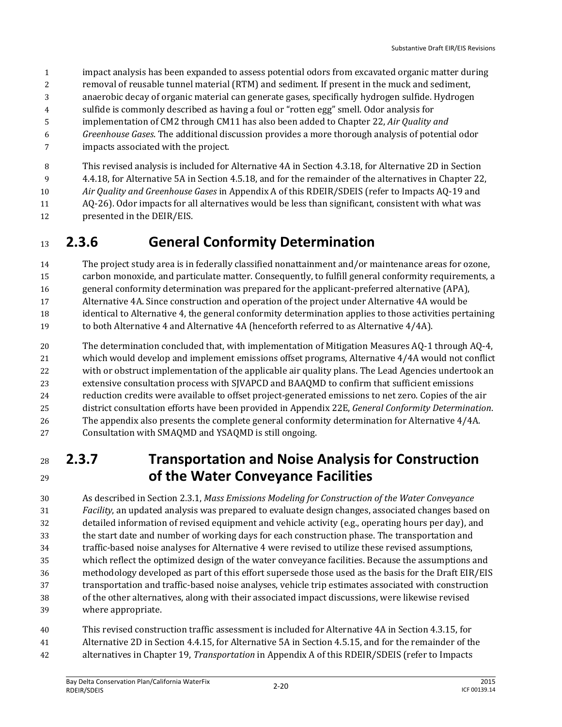impact analysis has been expanded to assess potential odors from excavated organic matter during removal of reusable tunnel material (RTM) and sediment. If present in the muck and sediment, anaerobic decay of organic material can generate gases, specifically hydrogen sulfide. Hydrogen sulfide is commonly described as having a foul or "rotten egg" smell. Odor analysis for implementation of CM2 through CM11 has also been added to Chapter 22, *Air Quality and Greenhouse Gases*. The additional discussion provides a more thorough analysis of potential odor impacts associated with the project.

This revised analysis is included for Alternative 4A in Section 4.3.18, for Alternative 2D in Section 4.4.18, for Alternative 5A in Section 4.5.18, and for the remainder of the alternatives in Chapter 22, *Air Quality and Greenhouse Gases* in Appendix A of this RDEIR/SDEIS (refer to Impacts AQ-19 and AQ-26). Odor impacts for all alternatives would be less than significant, consistent with what was presented in the DEIR/EIS.

### 2.3.6 General Conformity Determination

The project study area is in federally classified nonattainment and/or maintenance areas for ozone, carbon monoxide, and particulate matter. Consequently, to fulfill general conformity requirements, a general conformity determination was prepared for the applicant-preferred alternative (APA), Alternative 4A. Since construction and operation of the project under Alternative 4A would be identical to Alternative 4, the general conformity determination applies to those activities pertaining to both Alternative 4 and Alternative 4A (henceforth referred to as Alternative 4/4A).

The determination concluded that, with implementation of Mitigation Measures AQ-1 through AQ-4, which would develop and implement emissions offset programs, Alternative 4/4A would not conflict with or obstruct implementation of the applicable air quality plans. The Lead Agencies undertook an extensive consultation process with SJVAPCD and BAAQMD to confirm that sufficient emissions reduction credits were available to offset project-generated emissions to net zero. Copies of the air district consultation efforts have been provided in Appendix 22E, *General Conformity Determination*. The appendix also presents the complete general conformity determination for Alternative 4/4A. Consultation with SMAQMD and YSAQMD is still ongoing.

### 2.3.7 Transportation and Noise Analysis for Construction of the Water Conveyance Facilities

As described in Section 2.3.1, *Mass Emissions Modeling for Construction of the Water Conveyance Facility*, an updated analysis was prepared to evaluate design changes, associated changes based on detailed information of revised equipment and vehicle activity (e.g., operating hours per day), and the start date and number of working days for each construction phase. The transportation and traffic-based noise analyses for Alternative 4 were revised to utilize these revised assumptions, which reflect the optimized design of the water conveyance facilities. Because the assumptions and methodology developed as part of this effort supersede those used as the basis for the Draft EIR/EIS transportation and traffic-based noise analyses, vehicle trip estimates associated with construction of the other alternatives, along with their associated impact discussions, were likewise revised where appropriate.

This revised construction traffic assessment is included for Alternative 4A in Section 4.3.15, for Alternative 2D in Section 4.4.15, for Alternative 5A in Section 4.5.15, and for the remainder of the alternatives in Chapter 19, *Transportation* in Appendix A of this RDEIR/SDEIS (refer to Impacts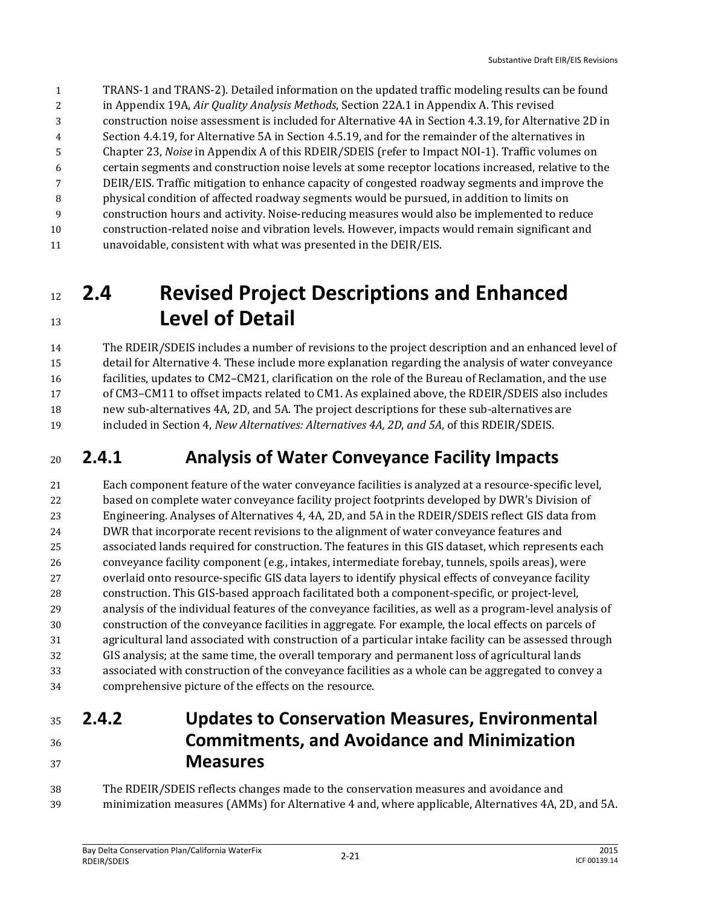TRANS-1 and TRANS-2). Detailed information on the updated traffic modeling results can be found in Appendix 19A, *Air Quality Analysis Methods*, Section 22A.1 in Appendix A. This revised construction noise assessment is included for Alternative 4A in Section 4.3.19, for Alternative 2D in Section 4.4.19, for Alternative 5A in Section 4.5.19, and for the remainder of the alternatives in Chapter 23, *Noise* in Appendix A of this RDEIR/SDEIS (refer to Impact NOI-1). Traffic volumes on certain segments and construction noise levels at some receptor locations increased, relative to the DEIR/EIS. Traffic mitigation to enhance capacity of congested roadway segments and improve the physical condition of affected roadway segments would be pursued, in addition to limits on construction hours and activity. Noise-reducing measures would also be implemented to reduce construction-related noise and vibration levels. However, impacts would remain significant and unavoidable, consistent with what was presented in the DEIR/EIS.

# 2.4 Revised Project Descriptions and Enhanced Level of Detail

The RDEIR/SDEIS includes a number of revisions to the project description and an enhanced level of detail for Alternative 4. These include more explanation regarding the analysis of water conveyance facilities, updates to CM2–CM21, clarification on the role of the Bureau of Reclamation, and the use of CM3–CM11 to offset impacts related to CM1. As explained above, the RDEIR/SDEIS also includes new sub-alternatives 4A, 2D, and 5A. The project descriptions for these sub-alternatives are included in Section 4, *New Alternatives: Alternatives 4A, 2D, and 5A*, of this RDEIR/SDEIS.

## 2.4.1 Analysis of Water Conveyance Facility Impacts

Each component feature of the water conveyance facilities is analyzed at a resource-specific level, based on complete water conveyance facility project footprints developed by DWR's Division of Engineering. Analyses of Alternatives 4, 4A, 2D, and 5A in the RDEIR/SDEIS reflect GIS data from DWR that incorporate recent revisions to the alignment of water conveyance features and associated lands required for construction. The features in this GIS dataset, which represents each conveyance facility component (e.g., intakes, intermediate forebay, tunnels, spoils areas), were overlaid onto resource-specific GIS data layers to identify physical effects of conveyance facility construction. This GIS-based approach facilitated both a component-specific, or project-level, analysis of the individual features of the conveyance facilities, as well as a program-level analysis of construction of the conveyance facilities in aggregate. For example, the local effects on parcels of agricultural land associated with construction of a particular intake facility can be assessed through GIS analysis; at the same time, the overall temporary and permanent loss of agricultural lands associated with construction of the conveyance facilities as a whole can be aggregated to convey a comprehensive picture of the effects on the resource.

## 2.4.2 Updates to Conservation Measures, Environmental Commitments, and Avoidance and Minimization Measures

The RDEIR/SDEIS reflects changes made to the conservation measures and avoidance and minimization measures (AMMs) for Alternative 4 and, where applicable, Alternatives 4A, 2D, and 5A.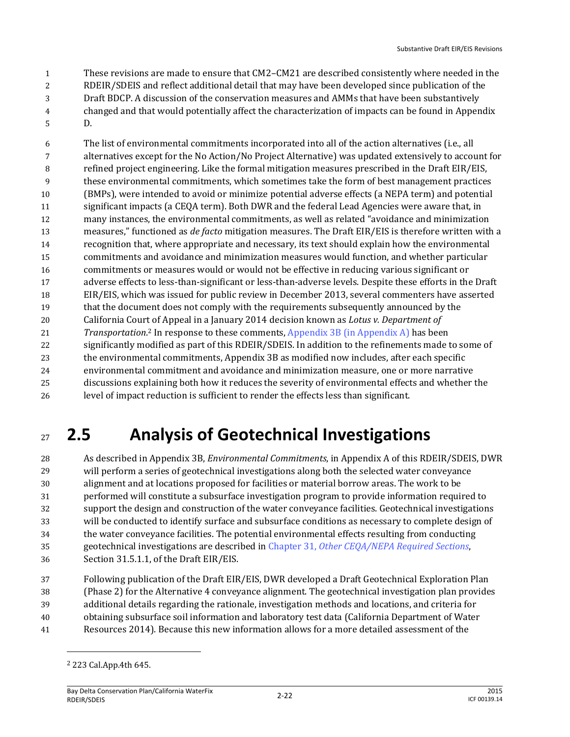These revisions are made to ensure that CM2–CM21 are described consistently where needed in the RDEIR/SDEIS and reflect additional detail that may have been developed since publication of the Draft BDCP. A discussion of the conservation measures and AMMs that have been substantively changed and that would potentially affect the characterization of impacts can be found in Appendix D.

The list of environmental commitments incorporated into all of the action alternatives (i.e., all alternatives except for the No Action/No Project Alternative) was updated extensively to account for refined project engineering. Like the formal mitigation measures prescribed in the Draft EIR/EIS, these environmental commitments, which sometimes take the form of best management practices (BMPs), were intended to avoid or minimize potential adverse effects (a NEPA term) and potential significant impacts (a CEQA term). Both DWR and the federal Lead Agencies were aware that, in many instances, the environmental commitments, as well as related "avoidance and minimization measures," functioned as *de facto* mitigation measures. The Draft EIR/EIS is therefore written with a recognition that, where appropriate and necessary, its text should explain how the environmental commitments and avoidance and minimization measures would function, and whether particular commitments or measures would or would not be effective in reducing various significant or adverse effects to less-than-significant or less-than-adverse levels. Despite these efforts in the Draft EIR/EIS, which was issued for public review in December 2013, several commenters have asserted that the document does not comply with the requirements subsequently announced by the California Court of Appeal in a January 2014 decision known as *Lotus v. Department of Transportation*.[2] In response to these comments, Appendix 3B (in Appendix A) has been significantly modified as part of this RDEIR/SDEIS. In addition to the refinements made to some of the environmental commitments, Appendix 3B as modified now includes, after each specific environmental commitment and avoidance and minimization measure, one or more narrative discussions explaining both how it reduces the severity of environmental effects and whether the level of impact reduction is sufficient to render the effects less than significant.

# 2.5 Analysis of Geotechnical Investigations

As described in Appendix 3B, *Environmental Commitments*, in Appendix A of this RDEIR/SDEIS, DWR will perform a series of geotechnical investigations along both the selected water conveyance alignment and at locations proposed for facilities or material borrow areas. The work to be performed will constitute a subsurface investigation program to provide information required to support the design and construction of the water conveyance facilities. Geotechnical investigations will be conducted to identify surface and subsurface conditions as necessary to complete design of the water conveyance facilities. The potential environmental effects resulting from conducting geotechnical investigations are described in Chapter 31, *Other CEQA/NEPA Required Sections*, Section 31.5.1.1, of the Draft EIR/EIS.

Following publication of the Draft EIR/EIS, DWR developed a Draft Geotechnical Exploration Plan (Phase 2) for the Alternative 4 conveyance alignment. The geotechnical investigation plan provides additional details regarding the rationale, investigation methods and locations, and criteria for obtaining subsurface soil information and laboratory test data (California Department of Water Resources 2014). Because this new information allows for a more detailed assessment of the

[2] 223 Cal.App.4th 645.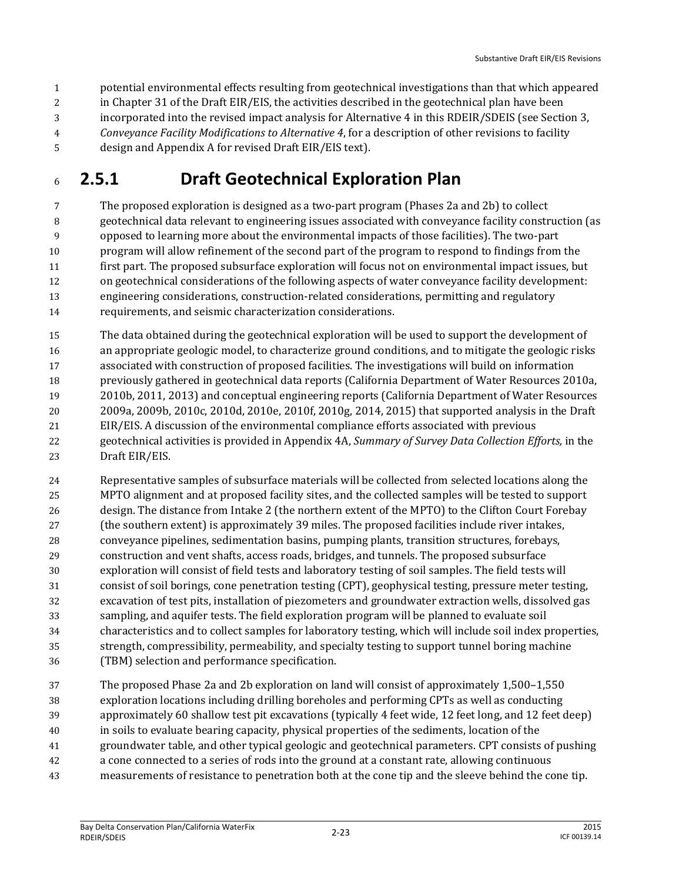potential environmental effects resulting from geotechnical investigations than that which appeared in Chapter 31 of the Draft EIR/EIS, the activities described in the geotechnical plan have been incorporated into the revised impact analysis for Alternative 4 in this RDEIR/SDEIS (see Section 3, *Conveyance Facility Modifications to Alternative 4*, for a description of other revisions to facility design and Appendix A for revised Draft EIR/EIS text).

## 2.5.1 Draft Geotechnical Exploration Plan

The proposed exploration is designed as a two-part program (Phases 2a and 2b) to collect geotechnical data relevant to engineering issues associated with conveyance facility construction (as opposed to learning more about the environmental impacts of those facilities). The two-part program will allow refinement of the second part of the program to respond to findings from the first part. The proposed subsurface exploration will focus not on environmental impact issues, but on geotechnical considerations of the following aspects of water conveyance facility development: engineering considerations, construction-related considerations, permitting and regulatory requirements, and seismic characterization considerations.

The data obtained during the geotechnical exploration will be used to support the development of an appropriate geologic model, to characterize ground conditions, and to mitigate the geologic risks associated with construction of proposed facilities. The investigations will build on information previously gathered in geotechnical data reports (California Department of Water Resources 2010a, 2010b, 2011, 2013) and conceptual engineering reports (California Department of Water Resources 2009a, 2009b, 2010c, 2010d, 2010e, 2010f, 2010g, 2014, 2015) that supported analysis in the Draft EIR/EIS. A discussion of the environmental compliance efforts associated with previous geotechnical activities is provided in Appendix 4A, *Summary of Survey Data Collection Efforts,* in the Draft EIR/EIS.

Representative samples of subsurface materials will be collected from selected locations along the MPTO alignment and at proposed facility sites, and the collected samples will be tested to support design. The distance from Intake 2 (the northern extent of the MPTO) to the Clifton Court Forebay (the southern extent) is approximately 39 miles. The proposed facilities include river intakes, conveyance pipelines, sedimentation basins, pumping plants, transition structures, forebays, construction and vent shafts, access roads, bridges, and tunnels. The proposed subsurface exploration will consist of field tests and laboratory testing of soil samples. The field tests will consist of soil borings, cone penetration testing (CPT), geophysical testing, pressure meter testing, excavation of test pits, installation of piezometers and groundwater extraction wells, dissolved gas sampling, and aquifer tests. The field exploration program will be planned to evaluate soil characteristics and to collect samples for laboratory testing, which will include soil index properties, strength, compressibility, permeability, and specialty testing to support tunnel boring machine (TBM) selection and performance specification.

The proposed Phase 2a and 2b exploration on land will consist of approximately 1,500–1,550 exploration locations including drilling boreholes and performing CPTs as well as conducting approximately 60 shallow test pit excavations (typically 4 feet wide, 12 feet long, and 12 feet deep) in soils to evaluate bearing capacity, physical properties of the sediments, location of the groundwater table, and other typical geologic and geotechnical parameters. CPT consists of pushing a cone connected to a series of rods into the ground at a constant rate, allowing continuous measurements of resistance to penetration both at the cone tip and the sleeve behind the cone tip.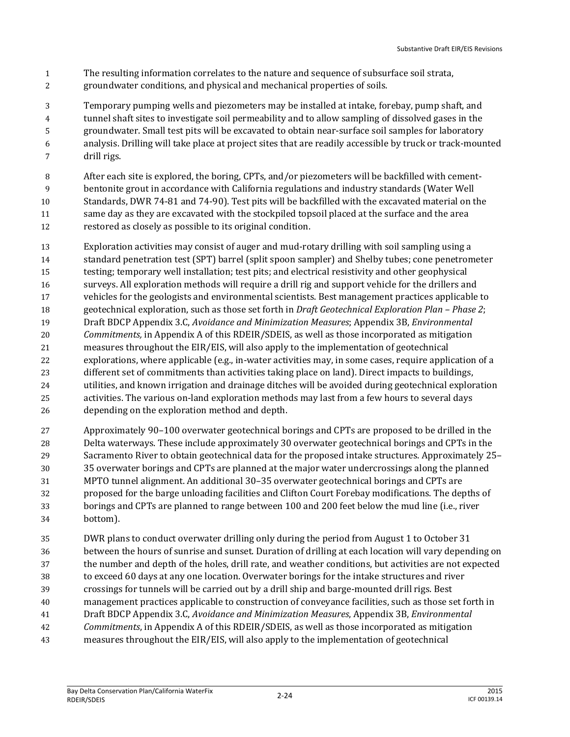The resulting information correlates to the nature and sequence of subsurface soil strata, groundwater conditions, and physical and mechanical properties of soils.

Temporary pumping wells and piezometers may be installed at intake, forebay, pump shaft, and tunnel shaft sites to investigate soil permeability and to allow sampling of dissolved gases in the groundwater. Small test pits will be excavated to obtain near-surface soil samples for laboratory analysis. Drilling will take place at project sites that are readily accessible by truck or track-mounted drill rigs.

After each site is explored, the boring, CPTs, and/or piezometers will be backfilled with cement-bentonite grout in accordance with California regulations and industry standards (Water Well Standards, DWR 74-81 and 74-90). Test pits will be backfilled with the excavated material on the same day as they are excavated with the stockpiled topsoil placed at the surface and the area restored as closely as possible to its original condition.

Exploration activities may consist of auger and mud-rotary drilling with soil sampling using a standard penetration test (SPT) barrel (split spoon sampler) and Shelby tubes; cone penetrometer testing; temporary well installation; test pits; and electrical resistivity and other geophysical surveys. All exploration methods will require a drill rig and support vehicle for the drillers and vehicles for the geologists and environmental scientists. Best management practices applicable to geotechnical exploration, such as those set forth in *Draft Geotechnical Exploration Plan – Phase 2*; Draft BDCP Appendix 3.C, *Avoidance and Minimization Measures*; Appendix 3B, *Environmental Commitments,* in Appendix A of this RDEIR/SDEIS, as well as those incorporated as mitigation measures throughout the EIR/EIS, will also apply to the implementation of geotechnical explorations, where applicable (e.g., in-water activities may, in some cases, require application of a different set of commitments than activities taking place on land). Direct impacts to buildings, utilities, and known irrigation and drainage ditches will be avoided during geotechnical exploration activities. The various on-land exploration methods may last from a few hours to several days depending on the exploration method and depth.

Approximately 90–100 overwater geotechnical borings and CPTs are proposed to be drilled in the Delta waterways. These include approximately 30 overwater geotechnical borings and CPTs in the Sacramento River to obtain geotechnical data for the proposed intake structures. Approximately 25–35 overwater borings and CPTs are planned at the major water undercrossings along the planned MPTO tunnel alignment. An additional 30–35 overwater geotechnical borings and CPTs are proposed for the barge unloading facilities and Clifton Court Forebay modifications. The depths of borings and CPTs are planned to range between 100 and 200 feet below the mud line (i.e., river bottom).

DWR plans to conduct overwater drilling only during the period from August 1 to October 31 between the hours of sunrise and sunset. Duration of drilling at each location will vary depending on the number and depth of the holes, drill rate, and weather conditions, but activities are not expected to exceed 60 days at any one location. Overwater borings for the intake structures and river crossings for tunnels will be carried out by a drill ship and barge-mounted drill rigs. Best management practices applicable to construction of conveyance facilities, such as those set forth in Draft BDCP Appendix 3.C, *Avoidance and Minimization Measures*, Appendix 3B, *Environmental Commitments*, in Appendix A of this RDEIR/SDEIS, as well as those incorporated as mitigation measures throughout the EIR/EIS, will also apply to the implementation of geotechnical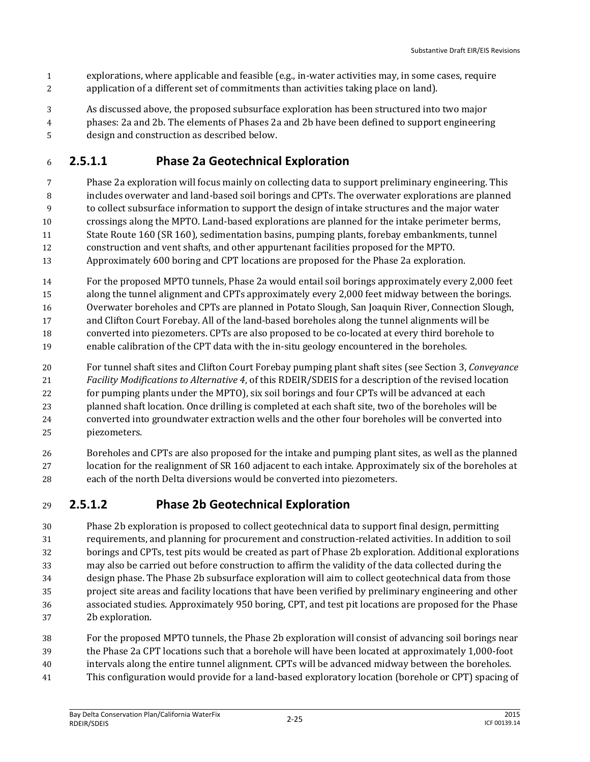explorations, where applicable and feasible (e.g., in-water activities may, in some cases, require application of a different set of commitments than activities taking place on land).

As discussed above, the proposed subsurface exploration has been structured into two major phases: 2a and 2b. The elements of Phases 2a and 2b have been defined to support engineering design and construction as described below.

### 2.5.1.1 Phase 2a Geotechnical Exploration

Phase 2a exploration will focus mainly on collecting data to support preliminary engineering. This includes overwater and land-based soil borings and CPTs. The overwater explorations are planned to collect subsurface information to support the design of intake structures and the major water crossings along the MPTO. Land-based explorations are planned for the intake perimeter berms, State Route 160 (SR 160), sedimentation basins, pumping plants, forebay embankments, tunnel construction and vent shafts, and other appurtenant facilities proposed for the MPTO. Approximately 600 boring and CPT locations are proposed for the Phase 2a exploration.

For the proposed MPTO tunnels, Phase 2a would entail soil borings approximately every 2,000 feet along the tunnel alignment and CPTs approximately every 2,000 feet midway between the borings. Overwater boreholes and CPTs are planned in Potato Slough, San Joaquin River, Connection Slough, and Clifton Court Forebay. All of the land-based boreholes along the tunnel alignments will be converted into piezometers. CPTs are also proposed to be co-located at every third borehole to enable calibration of the CPT data with the in-situ geology encountered in the boreholes.

For tunnel shaft sites and Clifton Court Forebay pumping plant shaft sites (see Section 3, *Conveyance Facility Modifications to Alternative 4*, of this RDEIR/SDEIS for a description of the revised location for pumping plants under the MPTO), six soil borings and four CPTs will be advanced at each planned shaft location. Once drilling is completed at each shaft site, two of the boreholes will be converted into groundwater extraction wells and the other four boreholes will be converted into piezometers.

Boreholes and CPTs are also proposed for the intake and pumping plant sites, as well as the planned location for the realignment of SR 160 adjacent to each intake. Approximately six of the boreholes at each of the north Delta diversions would be converted into piezometers.

### 2.5.1.2 Phase 2b Geotechnical Exploration

Phase 2b exploration is proposed to collect geotechnical data to support final design, permitting requirements, and planning for procurement and construction-related activities. In addition to soil borings and CPTs, test pits would be created as part of Phase 2b exploration. Additional explorations may also be carried out before construction to affirm the validity of the data collected during the design phase. The Phase 2b subsurface exploration will aim to collect geotechnical data from those project site areas and facility locations that have been verified by preliminary engineering and other associated studies. Approximately 950 boring, CPT, and test pit locations are proposed for the Phase 2b exploration.

For the proposed MPTO tunnels, the Phase 2b exploration will consist of advancing soil borings near the Phase 2a CPT locations such that a borehole will have been located at approximately 1,000-foot intervals along the entire tunnel alignment. CPTs will be advanced midway between the boreholes. This configuration would provide for a land-based exploratory location (borehole or CPT) spacing of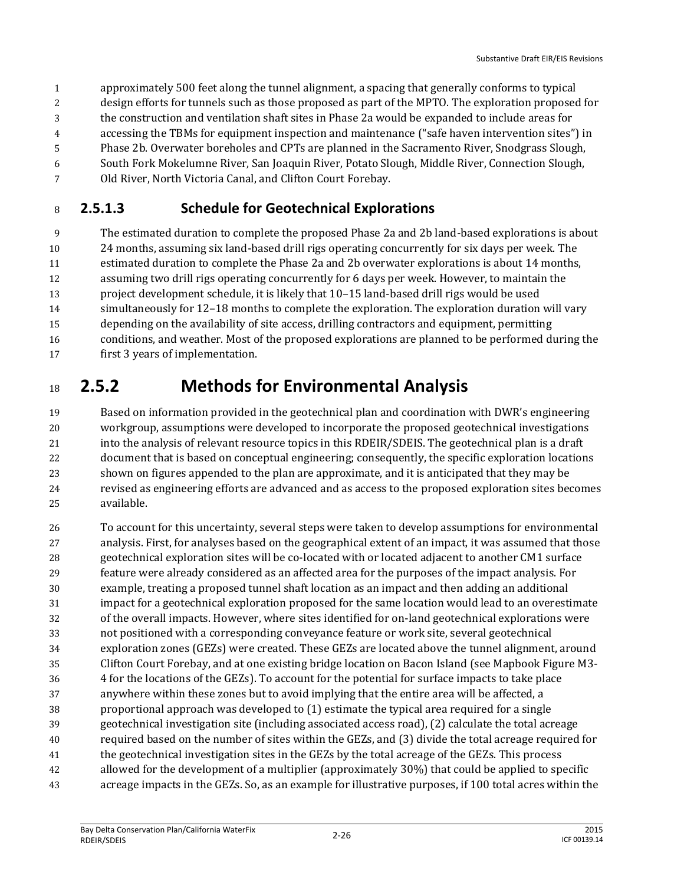approximately 500 feet along the tunnel alignment, a spacing that generally conforms to typical design efforts for tunnels such as those proposed as part of the MPTO. The exploration proposed for the construction and ventilation shaft sites in Phase 2a would be expanded to include areas for accessing the TBMs for equipment inspection and maintenance ("safe haven intervention sites") in Phase 2b. Overwater boreholes and CPTs are planned in the Sacramento River, Snodgrass Slough, South Fork Mokelumne River, San Joaquin River, Potato Slough, Middle River, Connection Slough, Old River, North Victoria Canal, and Clifton Court Forebay.

### 2.5.1.3 Schedule for Geotechnical Explorations

The estimated duration to complete the proposed Phase 2a and 2b land-based explorations is about 24 months, assuming six land-based drill rigs operating concurrently for six days per week. The estimated duration to complete the Phase 2a and 2b overwater explorations is about 14 months, assuming two drill rigs operating concurrently for 6 days per week. However, to maintain the project development schedule, it is likely that 10–15 land-based drill rigs would be used simultaneously for 12–18 months to complete the exploration. The exploration duration will vary depending on the availability of site access, drilling contractors and equipment, permitting conditions, and weather. Most of the proposed explorations are planned to be performed during the first 3 years of implementation.

## 2.5.2 Methods for Environmental Analysis

Based on information provided in the geotechnical plan and coordination with DWR's engineering workgroup, assumptions were developed to incorporate the proposed geotechnical investigations into the analysis of relevant resource topics in this RDEIR/SDEIS. The geotechnical plan is a draft document that is based on conceptual engineering; consequently, the specific exploration locations shown on figures appended to the plan are approximate, and it is anticipated that they may be revised as engineering efforts are advanced and as access to the proposed exploration sites becomes available.

To account for this uncertainty, several steps were taken to develop assumptions for environmental analysis. First, for analyses based on the geographical extent of an impact, it was assumed that those geotechnical exploration sites will be co-located with or located adjacent to another CM1 surface feature were already considered as an affected area for the purposes of the impact analysis. For example, treating a proposed tunnel shaft location as an impact and then adding an additional impact for a geotechnical exploration proposed for the same location would lead to an overestimate of the overall impacts. However, where sites identified for on-land geotechnical explorations were not positioned with a corresponding conveyance feature or work site, several geotechnical exploration zones (GEZs) were created. These GEZs are located above the tunnel alignment, around Clifton Court Forebay, and at one existing bridge location on Bacon Island (see Mapbook Figure M3-4 for the locations of the GEZs). To account for the potential for surface impacts to take place anywhere within these zones but to avoid implying that the entire area will be affected, a proportional approach was developed to (1) estimate the typical area required for a single geotechnical investigation site (including associated access road), (2) calculate the total acreage required based on the number of sites within the GEZs, and (3) divide the total acreage required for the geotechnical investigation sites in the GEZs by the total acreage of the GEZs. This process allowed for the development of a multiplier (approximately 30%) that could be applied to specific acreage impacts in the GEZs. So, as an example for illustrative purposes, if 100 total acres within the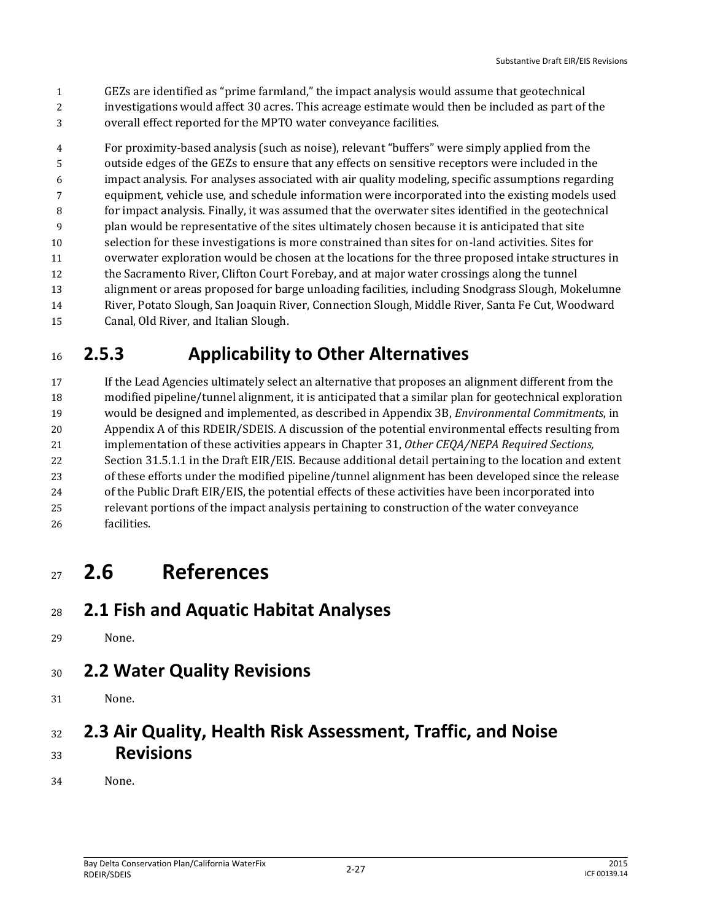GEZs are identified as "prime farmland," the impact analysis would assume that geotechnical investigations would affect 30 acres. This acreage estimate would then be included as part of the overall effect reported for the MPTO water conveyance facilities.

For proximity-based analysis (such as noise), relevant "buffers" were simply applied from the outside edges of the GEZs to ensure that any effects on sensitive receptors were included in the impact analysis. For analyses associated with air quality modeling, specific assumptions regarding equipment, vehicle use, and schedule information were incorporated into the existing models used for impact analysis. Finally, it was assumed that the overwater sites identified in the geotechnical plan would be representative of the sites ultimately chosen because it is anticipated that site selection for these investigations is more constrained than sites for on-land activities. Sites for overwater exploration would be chosen at the locations for the three proposed intake structures in the Sacramento River, Clifton Court Forebay, and at major water crossings along the tunnel alignment or areas proposed for barge unloading facilities, including Snodgrass Slough, Mokelumne River, Potato Slough, San Joaquin River, Connection Slough, Middle River, Santa Fe Cut, Woodward Canal, Old River, and Italian Slough.

### 2.5.3 Applicability to Other Alternatives

If the Lead Agencies ultimately select an alternative that proposes an alignment different from the modified pipeline/tunnel alignment, it is anticipated that a similar plan for geotechnical exploration would be designed and implemented, as described in Appendix 3B, *Environmental Commitments*, in Appendix A of this RDEIR/SDEIS. A discussion of the potential environmental effects resulting from implementation of these activities appears in Chapter 31, *Other CEQA/NEPA Required Sections,* Section 31.5.1.1 in the Draft EIR/EIS. Because additional detail pertaining to the location and extent of these efforts under the modified pipeline/tunnel alignment has been developed since the release of the Public Draft EIR/EIS, the potential effects of these activities have been incorporated into relevant portions of the impact analysis pertaining to construction of the water conveyance facilities.

# 2.6 References

## 2.1 Fish and Aquatic Habitat Analyses

None.

## 2.2 Water Quality Revisions

None.

## 2.3 Air Quality, Health Risk Assessment, Traffic, and Noise Revisions

None.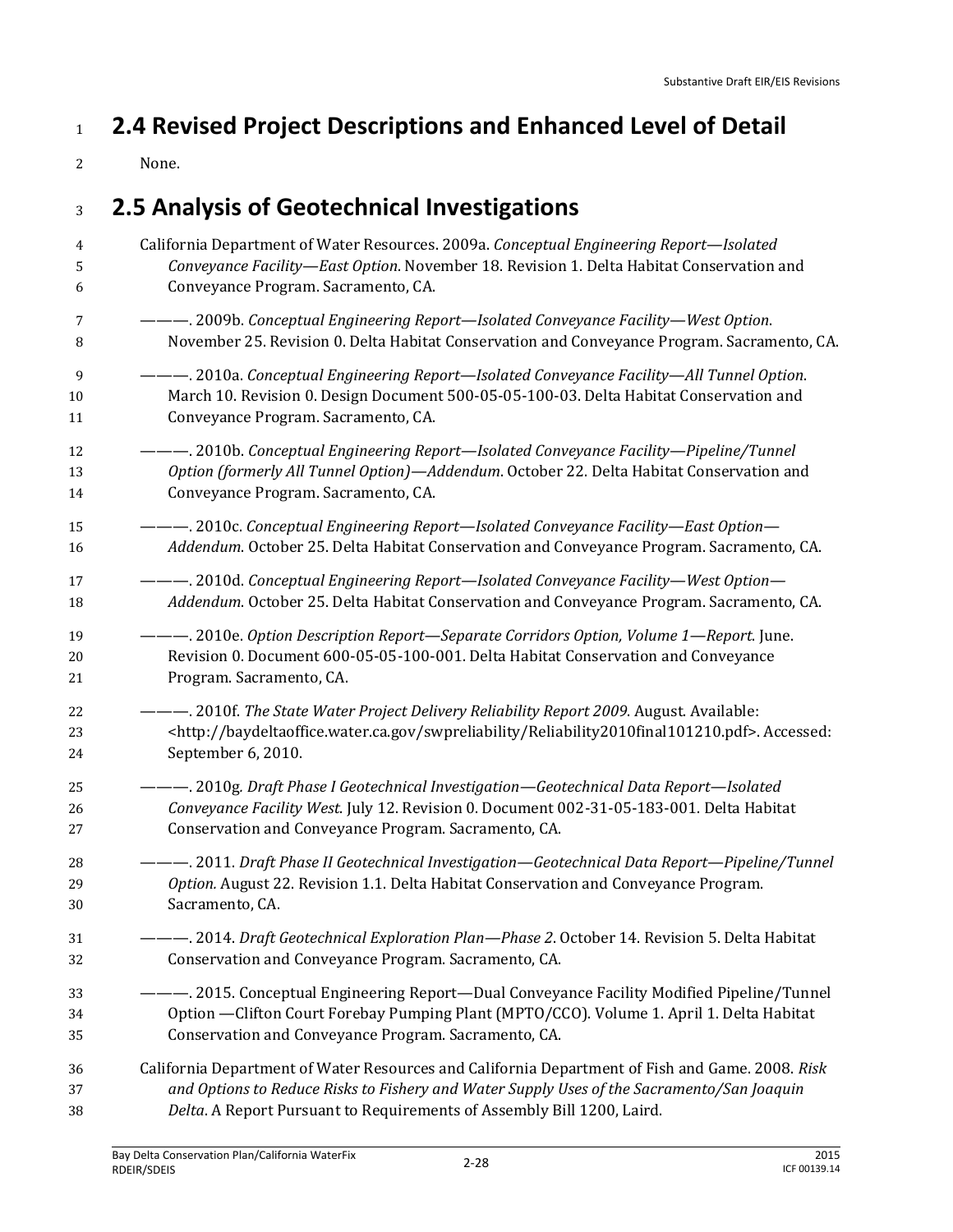## 2.4 Revised Project Descriptions and Enhanced Level of Detail

None.

## 2.5 Analysis of Geotechnical Investigations

California Department of Water Resources. 2009a. *Conceptual Engineering Report—Isolated Conveyance Facility—East Option*. November 18. Revision 1. Delta Habitat Conservation and Conveyance Program. Sacramento, CA.

———. 2009b. *Conceptual Engineering Report—Isolated Conveyance Facility—West Option*. November 25. Revision 0. Delta Habitat Conservation and Conveyance Program. Sacramento, CA.

———. 2010a. *Conceptual Engineering Report—Isolated Conveyance Facility—All Tunnel Option*. March 10. Revision 0. Design Document 500-05-05-100-03. Delta Habitat Conservation and Conveyance Program. Sacramento, CA.

———. 2010b. *Conceptual Engineering Report—Isolated Conveyance Facility—Pipeline/Tunnel Option (formerly All Tunnel Option)—Addendum*. October 22. Delta Habitat Conservation and Conveyance Program. Sacramento, CA.

———. 2010c. *Conceptual Engineering Report—Isolated Conveyance Facility—East Option—Addendum*. October 25. Delta Habitat Conservation and Conveyance Program. Sacramento, CA.

———. 2010d. *Conceptual Engineering Report—Isolated Conveyance Facility—West Option—Addendum*. October 25. Delta Habitat Conservation and Conveyance Program. Sacramento, CA.

———. 2010e. *Option Description Report—Separate Corridors Option, Volume 1—Report*. June. Revision 0. Document 600-05-05-100-001. Delta Habitat Conservation and Conveyance Program. Sacramento, CA.

———. 2010f. *The State Water Project Delivery Reliability Report 2009*. August. Available: <http://baydeltaoffice.water.ca.gov/swpreliability/Reliability2010final101210.pdf>. Accessed: September 6, 2010.

———. 2010g. *Draft Phase I Geotechnical Investigation—Geotechnical Data Report—Isolated Conveyance Facility West*. July 12. Revision 0. Document 002-31-05-183-001. Delta Habitat Conservation and Conveyance Program. Sacramento, CA.

———. 2011. *Draft Phase II Geotechnical Investigation—Geotechnical Data Report—Pipeline/Tunnel Option.* August 22. Revision 1.1. Delta Habitat Conservation and Conveyance Program. Sacramento, CA.

———. 2014. *Draft Geotechnical Exploration Plan—Phase 2*. October 14. Revision 5. Delta Habitat Conservation and Conveyance Program. Sacramento, CA.

———. 2015. Conceptual Engineering Report—Dual Conveyance Facility Modified Pipeline/Tunnel Option —Clifton Court Forebay Pumping Plant (MPTO/CCO). Volume 1. April 1. Delta Habitat Conservation and Conveyance Program. Sacramento, CA.

California Department of Water Resources and California Department of Fish and Game. 2008. *Risk and Options to Reduce Risks to Fishery and Water Supply Uses of the Sacramento/San Joaquin Delta*. A Report Pursuant to Requirements of Assembly Bill 1200, Laird.